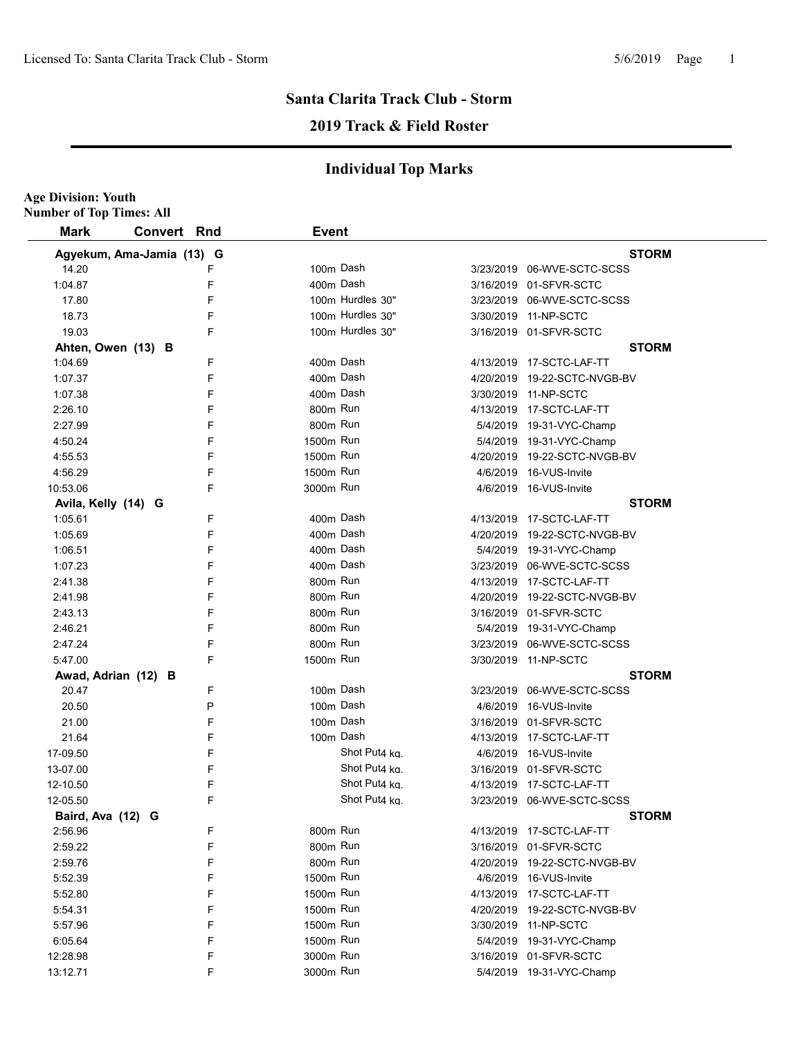# Santa Clarita Track Club - Storm

## 2019 Track & Field Roster

## Individual Top Marks

**Age Division: Youth**
**Number of Top Times: All**

| Mark | Convert | Rnd | Event | Date | Meet |
|---|---|---|---|---|---|
| **Agyekum, Ama-Jamia (13) G** | | | | | **STORM** |
| 14.20 | | F | 100m Dash | 3/23/2019 | 06-WVE-SCTC-SCSS |
| 1:04.87 | | F | 400m Dash | 3/16/2019 | 01-SFVR-SCTC |
| 17.80 | | F | 100m Hurdles 30" | 3/23/2019 | 06-WVE-SCTC-SCSS |
| 18.73 | | F | 100m Hurdles 30" | 3/30/2019 | 11-NP-SCTC |
| 19.03 | | F | 100m Hurdles 30" | 3/16/2019 | 01-SFVR-SCTC |
| **Ahten, Owen (13) B** | | | | | **STORM** |
| 1:04.69 | | F | 400m Dash | 4/13/2019 | 17-SCTC-LAF-TT |
| 1:07.37 | | F | 400m Dash | 4/20/2019 | 19-22-SCTC-NVGB-BV |
| 1:07.38 | | F | 400m Dash | 3/30/2019 | 11-NP-SCTC |
| 2:26.10 | | F | 800m Run | 4/13/2019 | 17-SCTC-LAF-TT |
| 2:27.99 | | F | 800m Run | 5/4/2019 | 19-31-VYC-Champ |
| 4:50.24 | | F | 1500m Run | 5/4/2019 | 19-31-VYC-Champ |
| 4:55.53 | | F | 1500m Run | 4/20/2019 | 19-22-SCTC-NVGB-BV |
| 4:56.29 | | F | 1500m Run | 4/6/2019 | 16-VUS-Invite |
| 10:53.06 | | F | 3000m Run | 4/6/2019 | 16-VUS-Invite |
| **Avila, Kelly (14) G** | | | | | **STORM** |
| 1:05.61 | | F | 400m Dash | 4/13/2019 | 17-SCTC-LAF-TT |
| 1:05.69 | | F | 400m Dash | 4/20/2019 | 19-22-SCTC-NVGB-BV |
| 1:06.51 | | F | 400m Dash | 5/4/2019 | 19-31-VYC-Champ |
| 1:07.23 | | F | 400m Dash | 3/23/2019 | 06-WVE-SCTC-SCSS |
| 2:41.38 | | F | 800m Run | 4/13/2019 | 17-SCTC-LAF-TT |
| 2:41.98 | | F | 800m Run | 4/20/2019 | 19-22-SCTC-NVGB-BV |
| 2:43.13 | | F | 800m Run | 3/16/2019 | 01-SFVR-SCTC |
| 2:46.21 | | F | 800m Run | 5/4/2019 | 19-31-VYC-Champ |
| 2:47.24 | | F | 800m Run | 3/23/2019 | 06-WVE-SCTC-SCSS |
| 5:47.00 | | F | 1500m Run | 3/30/2019 | 11-NP-SCTC |
| **Awad, Adrian (12) B** | | | | | **STORM** |
| 20.47 | | F | 100m Dash | 3/23/2019 | 06-WVE-SCTC-SCSS |
| 20.50 | | P | 100m Dash | 4/6/2019 | 16-VUS-Invite |
| 21.00 | | F | 100m Dash | 3/16/2019 | 01-SFVR-SCTC |
| 21.64 | | F | 100m Dash | 4/13/2019 | 17-SCTC-LAF-TT |
| 17-09.50 | | F | Shot Put 4 kg. | 4/6/2019 | 16-VUS-Invite |
| 13-07.00 | | F | Shot Put 4 kg. | 3/16/2019 | 01-SFVR-SCTC |
| 12-10.50 | | F | Shot Put 4 kg. | 4/13/2019 | 17-SCTC-LAF-TT |
| 12-05.50 | | F | Shot Put 4 kg. | 3/23/2019 | 06-WVE-SCTC-SCSS |
| **Baird, Ava (12) G** | | | | | **STORM** |
| 2:56.96 | | F | 800m Run | 4/13/2019 | 17-SCTC-LAF-TT |
| 2:59.22 | | F | 800m Run | 3/16/2019 | 01-SFVR-SCTC |
| 2:59.76 | | F | 800m Run | 4/20/2019 | 19-22-SCTC-NVGB-BV |
| 5:52.39 | | F | 1500m Run | 4/6/2019 | 16-VUS-Invite |
| 5:52.80 | | F | 1500m Run | 4/13/2019 | 17-SCTC-LAF-TT |
| 5:54.31 | | F | 1500m Run | 4/20/2019 | 19-22-SCTC-NVGB-BV |
| 5:57.96 | | F | 1500m Run | 3/30/2019 | 11-NP-SCTC |
| 6:05.64 | | F | 1500m Run | 5/4/2019 | 19-31-VYC-Champ |
| 12:28.98 | | F | 3000m Run | 3/16/2019 | 01-SFVR-SCTC |
| 13:12.71 | | F | 3000m Run | 5/4/2019 | 19-31-VYC-Champ |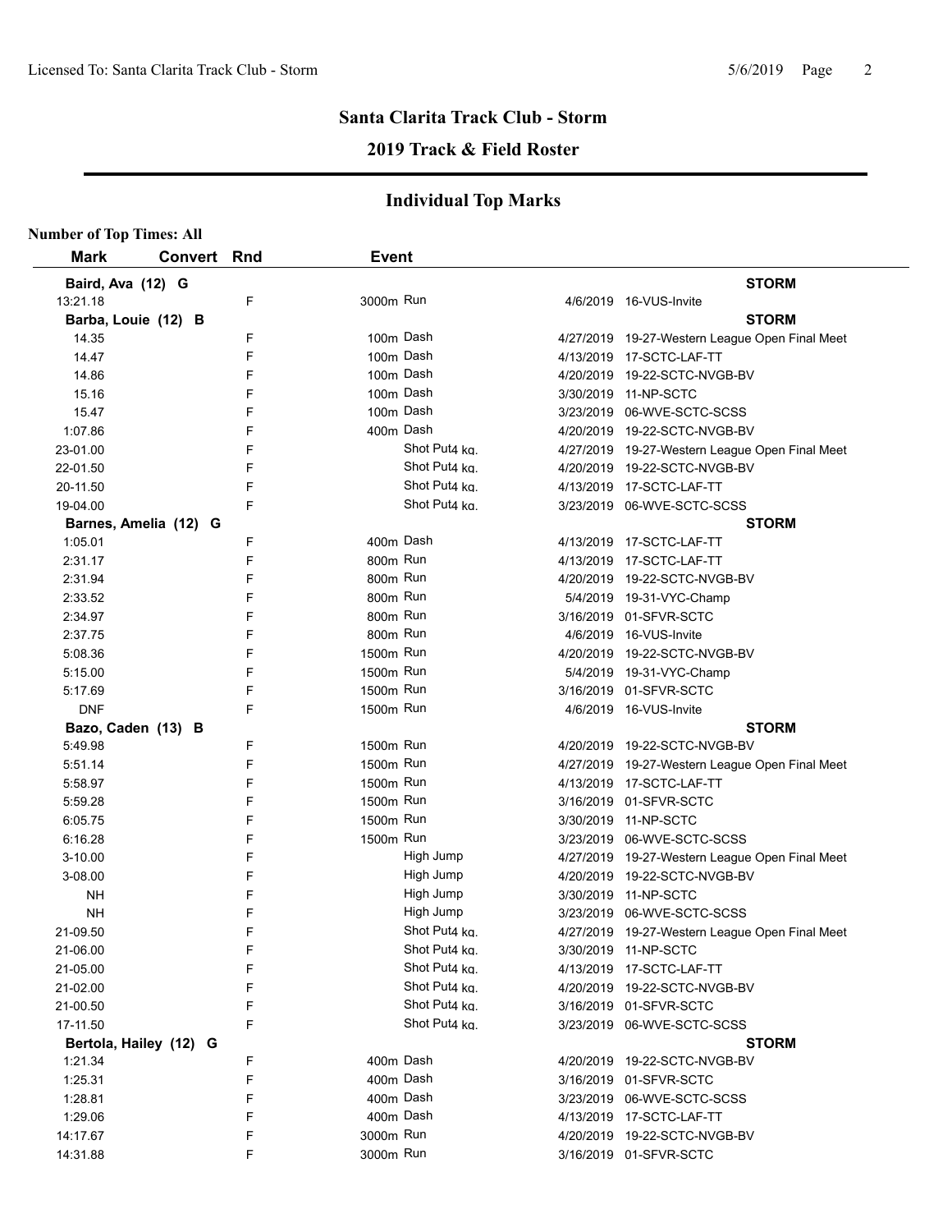## Santa Clarita Track Club - Storm

### 2019 Track & Field Roster

### Individual Top Marks

**Number of Top Times: All**

| Mark | Convert | Rnd | Event | Date | Meet |
|---|---|---|---|---|---|
| **Baird, Ava (12) G** | | | | | **STORM** |
| 13:21.18 | | F | 3000m Run | 4/6/2019 | 16-VUS-Invite |
| **Barba, Louie (12) B** | | | | | **STORM** |
| 14.35 | | F | 100m Dash | 4/27/2019 | 19-27-Western League Open Final Meet |
| 14.47 | | F | 100m Dash | 4/13/2019 | 17-SCTC-LAF-TT |
| 14.86 | | F | 100m Dash | 4/20/2019 | 19-22-SCTC-NVGB-BV |
| 15.16 | | F | 100m Dash | 3/30/2019 | 11-NP-SCTC |
| 15.47 | | F | 100m Dash | 3/23/2019 | 06-WVE-SCTC-SCSS |
| 1:07.86 | | F | 400m Dash | 4/20/2019 | 19-22-SCTC-NVGB-BV |
| 23-01.00 | | F | Shot Put4 kg. | 4/27/2019 | 19-27-Western League Open Final Meet |
| 22-01.50 | | F | Shot Put4 kg. | 4/20/2019 | 19-22-SCTC-NVGB-BV |
| 20-11.50 | | F | Shot Put4 kg. | 4/13/2019 | 17-SCTC-LAF-TT |
| 19-04.00 | | F | Shot Put4 kg. | 3/23/2019 | 06-WVE-SCTC-SCSS |
| **Barnes, Amelia (12) G** | | | | | **STORM** |
| 1:05.01 | | F | 400m Dash | 4/13/2019 | 17-SCTC-LAF-TT |
| 2:31.17 | | F | 800m Run | 4/13/2019 | 17-SCTC-LAF-TT |
| 2:31.94 | | F | 800m Run | 4/20/2019 | 19-22-SCTC-NVGB-BV |
| 2:33.52 | | F | 800m Run | 5/4/2019 | 19-31-VYC-Champ |
| 2:34.97 | | F | 800m Run | 3/16/2019 | 01-SFVR-SCTC |
| 2:37.75 | | F | 800m Run | 4/6/2019 | 16-VUS-Invite |
| 5:08.36 | | F | 1500m Run | 4/20/2019 | 19-22-SCTC-NVGB-BV |
| 5:15.00 | | F | 1500m Run | 5/4/2019 | 19-31-VYC-Champ |
| 5:17.69 | | F | 1500m Run | 3/16/2019 | 01-SFVR-SCTC |
| DNF | | F | 1500m Run | 4/6/2019 | 16-VUS-Invite |
| **Bazo, Caden (13) B** | | | | | **STORM** |
| 5:49.98 | | F | 1500m Run | 4/20/2019 | 19-22-SCTC-NVGB-BV |
| 5:51.14 | | F | 1500m Run | 4/27/2019 | 19-27-Western League Open Final Meet |
| 5:58.97 | | F | 1500m Run | 4/13/2019 | 17-SCTC-LAF-TT |
| 5:59.28 | | F | 1500m Run | 3/16/2019 | 01-SFVR-SCTC |
| 6:05.75 | | F | 1500m Run | 3/30/2019 | 11-NP-SCTC |
| 6:16.28 | | F | 1500m Run | 3/23/2019 | 06-WVE-SCTC-SCSS |
| 3-10.00 | | F | High Jump | 4/27/2019 | 19-27-Western League Open Final Meet |
| 3-08.00 | | F | High Jump | 4/20/2019 | 19-22-SCTC-NVGB-BV |
| NH | | F | High Jump | 3/30/2019 | 11-NP-SCTC |
| NH | | F | High Jump | 3/23/2019 | 06-WVE-SCTC-SCSS |
| 21-09.50 | | F | Shot Put4 kg. | 4/27/2019 | 19-27-Western League Open Final Meet |
| 21-06.00 | | F | Shot Put4 kg. | 3/30/2019 | 11-NP-SCTC |
| 21-05.00 | | F | Shot Put4 kg. | 4/13/2019 | 17-SCTC-LAF-TT |
| 21-02.00 | | F | Shot Put4 kg. | 4/20/2019 | 19-22-SCTC-NVGB-BV |
| 21-00.50 | | F | Shot Put4 kg. | 3/16/2019 | 01-SFVR-SCTC |
| 17-11.50 | | F | Shot Put4 kg. | 3/23/2019 | 06-WVE-SCTC-SCSS |
| **Bertola, Hailey (12) G** | | | | | **STORM** |
| 1:21.34 | | F | 400m Dash | 4/20/2019 | 19-22-SCTC-NVGB-BV |
| 1:25.31 | | F | 400m Dash | 3/16/2019 | 01-SFVR-SCTC |
| 1:28.81 | | F | 400m Dash | 3/23/2019 | 06-WVE-SCTC-SCSS |
| 1:29.06 | | F | 400m Dash | 4/13/2019 | 17-SCTC-LAF-TT |
| 14:17.67 | | F | 3000m Run | 4/20/2019 | 19-22-SCTC-NVGB-BV |
| 14:31.88 | | F | 3000m Run | 3/16/2019 | 01-SFVR-SCTC |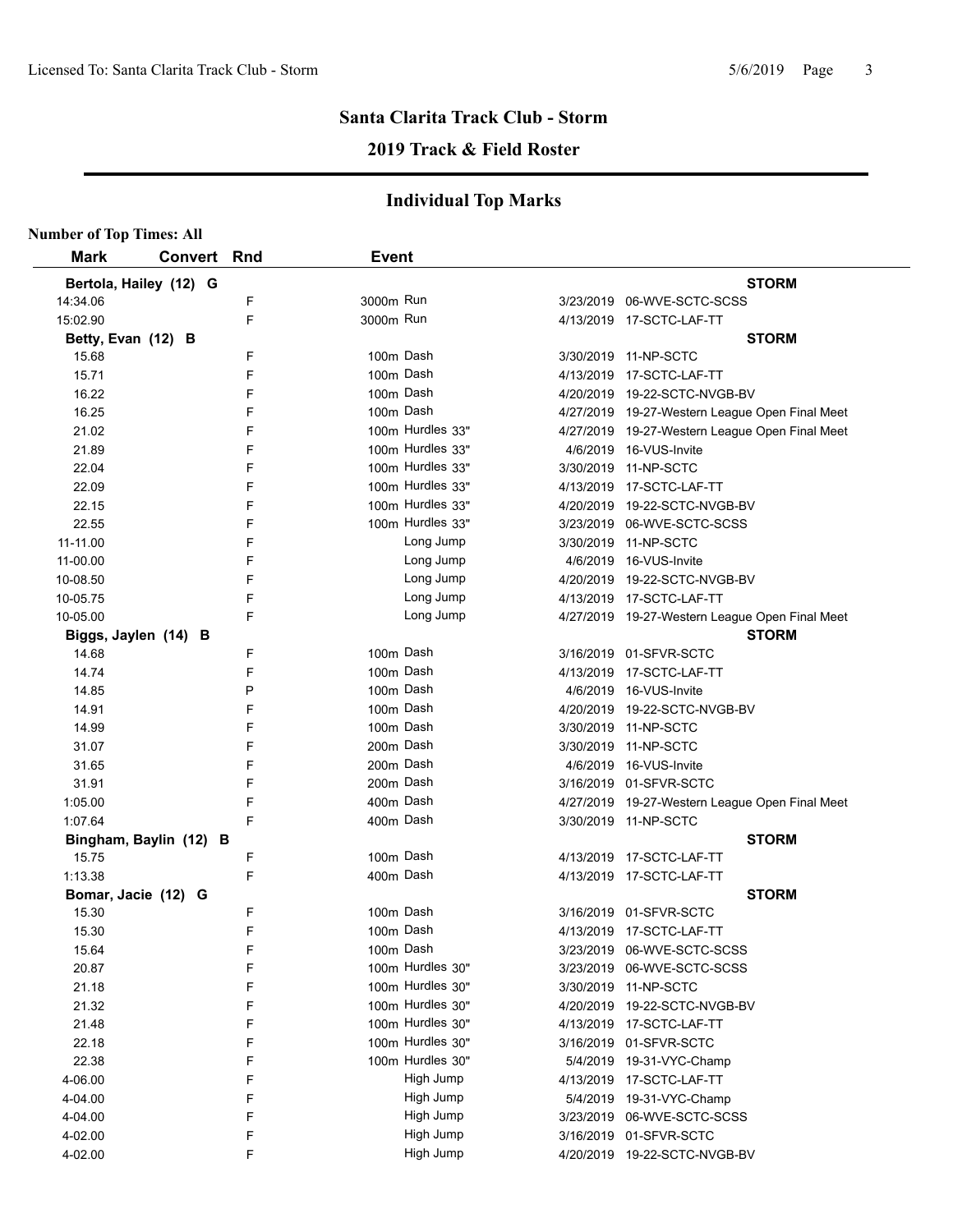## Santa Clarita Track Club - Storm

### 2019 Track & Field Roster

### Individual Top Marks

**Number of Top Times: All**

| Mark | Convert | Rnd | Event | Date | Meet |
|---|---|---|---|---|---|
| **Bertola, Hailey (12) G** | | | | | **STORM** |
| 14:34.06 | | F | 3000m Run | 3/23/2019 | 06-WVE-SCTC-SCSS |
| 15:02.90 | | F | 3000m Run | 4/13/2019 | 17-SCTC-LAF-TT |
| **Betty, Evan (12) B** | | | | | **STORM** |
| 15.68 | | F | 100m Dash | 3/30/2019 | 11-NP-SCTC |
| 15.71 | | F | 100m Dash | 4/13/2019 | 17-SCTC-LAF-TT |
| 16.22 | | F | 100m Dash | 4/20/2019 | 19-22-SCTC-NVGB-BV |
| 16.25 | | F | 100m Dash | 4/27/2019 | 19-27-Western League Open Final Meet |
| 21.02 | | F | 100m Hurdles 33" | 4/27/2019 | 19-27-Western League Open Final Meet |
| 21.89 | | F | 100m Hurdles 33" | 4/6/2019 | 16-VUS-Invite |
| 22.04 | | F | 100m Hurdles 33" | 3/30/2019 | 11-NP-SCTC |
| 22.09 | | F | 100m Hurdles 33" | 4/13/2019 | 17-SCTC-LAF-TT |
| 22.15 | | F | 100m Hurdles 33" | 4/20/2019 | 19-22-SCTC-NVGB-BV |
| 22.55 | | F | 100m Hurdles 33" | 3/23/2019 | 06-WVE-SCTC-SCSS |
| 11-11.00 | | F | Long Jump | 3/30/2019 | 11-NP-SCTC |
| 11-00.00 | | F | Long Jump | 4/6/2019 | 16-VUS-Invite |
| 10-08.50 | | F | Long Jump | 4/20/2019 | 19-22-SCTC-NVGB-BV |
| 10-05.75 | | F | Long Jump | 4/13/2019 | 17-SCTC-LAF-TT |
| 10-05.00 | | F | Long Jump | 4/27/2019 | 19-27-Western League Open Final Meet |
| **Biggs, Jaylen (14) B** | | | | | **STORM** |
| 14.68 | | F | 100m Dash | 3/16/2019 | 01-SFVR-SCTC |
| 14.74 | | F | 100m Dash | 4/13/2019 | 17-SCTC-LAF-TT |
| 14.85 | | P | 100m Dash | 4/6/2019 | 16-VUS-Invite |
| 14.91 | | F | 100m Dash | 4/20/2019 | 19-22-SCTC-NVGB-BV |
| 14.99 | | F | 100m Dash | 3/30/2019 | 11-NP-SCTC |
| 31.07 | | F | 200m Dash | 3/30/2019 | 11-NP-SCTC |
| 31.65 | | F | 200m Dash | 4/6/2019 | 16-VUS-Invite |
| 31.91 | | F | 200m Dash | 3/16/2019 | 01-SFVR-SCTC |
| 1:05.00 | | F | 400m Dash | 4/27/2019 | 19-27-Western League Open Final Meet |
| 1:07.64 | | F | 400m Dash | 3/30/2019 | 11-NP-SCTC |
| **Bingham, Baylin (12) B** | | | | | **STORM** |
| 15.75 | | F | 100m Dash | 4/13/2019 | 17-SCTC-LAF-TT |
| 1:13.38 | | F | 400m Dash | 4/13/2019 | 17-SCTC-LAF-TT |
| **Bomar, Jacie (12) G** | | | | | **STORM** |
| 15.30 | | F | 100m Dash | 3/16/2019 | 01-SFVR-SCTC |
| 15.30 | | F | 100m Dash | 4/13/2019 | 17-SCTC-LAF-TT |
| 15.64 | | F | 100m Dash | 3/23/2019 | 06-WVE-SCTC-SCSS |
| 20.87 | | F | 100m Hurdles 30" | 3/23/2019 | 06-WVE-SCTC-SCSS |
| 21.18 | | F | 100m Hurdles 30" | 3/30/2019 | 11-NP-SCTC |
| 21.32 | | F | 100m Hurdles 30" | 4/20/2019 | 19-22-SCTC-NVGB-BV |
| 21.48 | | F | 100m Hurdles 30" | 4/13/2019 | 17-SCTC-LAF-TT |
| 22.18 | | F | 100m Hurdles 30" | 3/16/2019 | 01-SFVR-SCTC |
| 22.38 | | F | 100m Hurdles 30" | 5/4/2019 | 19-31-VYC-Champ |
| 4-06.00 | | F | High Jump | 4/13/2019 | 17-SCTC-LAF-TT |
| 4-04.00 | | F | High Jump | 5/4/2019 | 19-31-VYC-Champ |
| 4-04.00 | | F | High Jump | 3/23/2019 | 06-WVE-SCTC-SCSS |
| 4-02.00 | | F | High Jump | 3/16/2019 | 01-SFVR-SCTC |
| 4-02.00 | | F | High Jump | 4/20/2019 | 19-22-SCTC-NVGB-BV |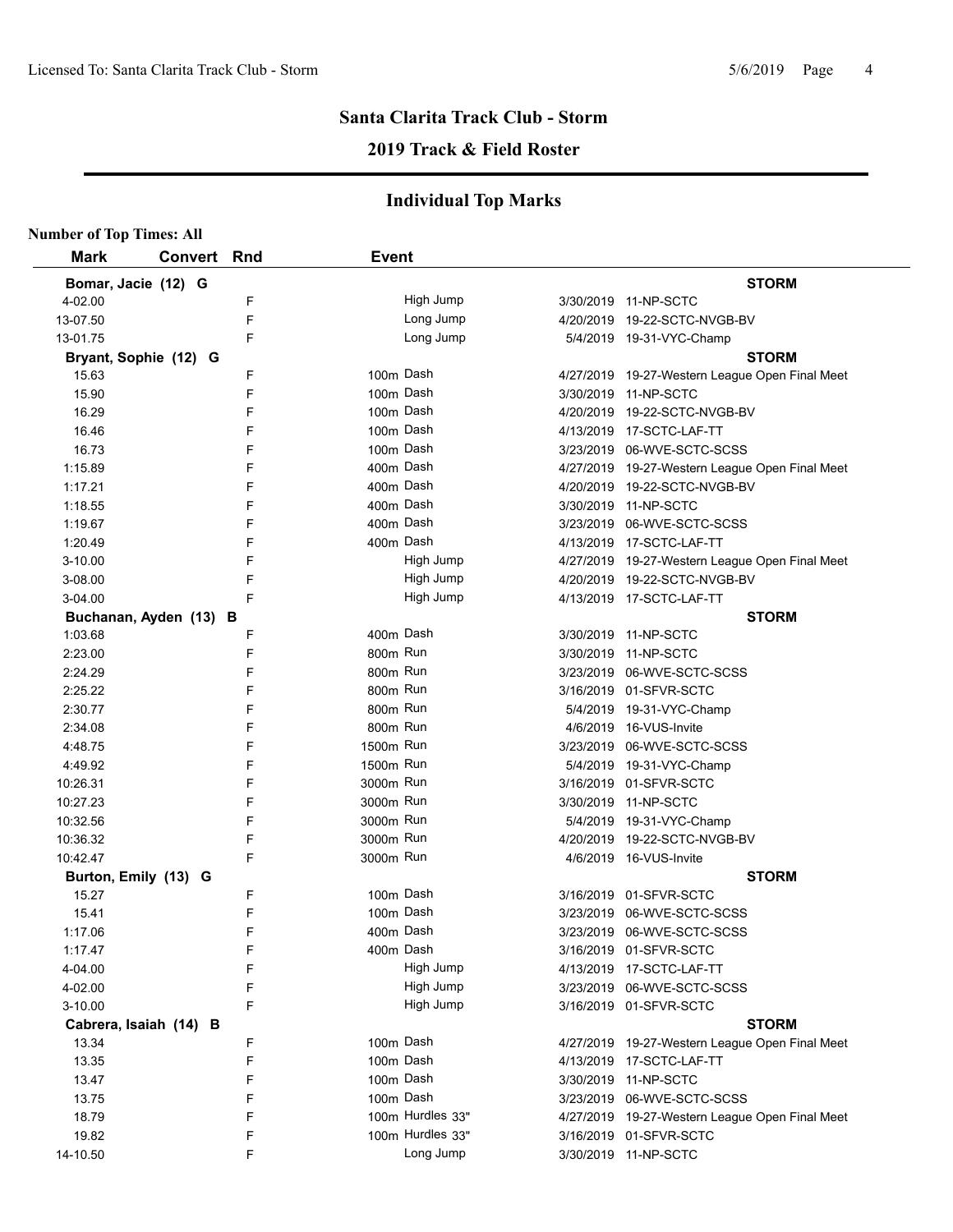## Santa Clarita Track Club - Storm

### 2019 Track & Field Roster

### Individual Top Marks

**Number of Top Times: All**

| Mark | Convert | Rnd | Event | Date | Meet |
|---|---|---|---|---|---|
| **Bomar, Jacie (12) G** | | | | | **STORM** |
| 4-02.00 | | F | High Jump | 3/30/2019 | 11-NP-SCTC |
| 13-07.50 | | F | Long Jump | 4/20/2019 | 19-22-SCTC-NVGB-BV |
| 13-01.75 | | F | Long Jump | 5/4/2019 | 19-31-VYC-Champ |
| **Bryant, Sophie (12) G** | | | | | **STORM** |
| 15.63 | | F | 100m Dash | 4/27/2019 | 19-27-Western League Open Final Meet |
| 15.90 | | F | 100m Dash | 3/30/2019 | 11-NP-SCTC |
| 16.29 | | F | 100m Dash | 4/20/2019 | 19-22-SCTC-NVGB-BV |
| 16.46 | | F | 100m Dash | 4/13/2019 | 17-SCTC-LAF-TT |
| 16.73 | | F | 100m Dash | 3/23/2019 | 06-WVE-SCTC-SCSS |
| 1:15.89 | | F | 400m Dash | 4/27/2019 | 19-27-Western League Open Final Meet |
| 1:17.21 | | F | 400m Dash | 4/20/2019 | 19-22-SCTC-NVGB-BV |
| 1:18.55 | | F | 400m Dash | 3/30/2019 | 11-NP-SCTC |
| 1:19.67 | | F | 400m Dash | 3/23/2019 | 06-WVE-SCTC-SCSS |
| 1:20.49 | | F | 400m Dash | 4/13/2019 | 17-SCTC-LAF-TT |
| 3-10.00 | | F | High Jump | 4/27/2019 | 19-27-Western League Open Final Meet |
| 3-08.00 | | F | High Jump | 4/20/2019 | 19-22-SCTC-NVGB-BV |
| 3-04.00 | | F | High Jump | 4/13/2019 | 17-SCTC-LAF-TT |
| **Buchanan, Ayden (13) B** | | | | | **STORM** |
| 1:03.68 | | F | 400m Dash | 3/30/2019 | 11-NP-SCTC |
| 2:23.00 | | F | 800m Run | 3/30/2019 | 11-NP-SCTC |
| 2:24.29 | | F | 800m Run | 3/23/2019 | 06-WVE-SCTC-SCSS |
| 2:25.22 | | F | 800m Run | 3/16/2019 | 01-SFVR-SCTC |
| 2:30.77 | | F | 800m Run | 5/4/2019 | 19-31-VYC-Champ |
| 2:34.08 | | F | 800m Run | 4/6/2019 | 16-VUS-Invite |
| 4:48.75 | | F | 1500m Run | 3/23/2019 | 06-WVE-SCTC-SCSS |
| 4:49.92 | | F | 1500m Run | 5/4/2019 | 19-31-VYC-Champ |
| 10:26.31 | | F | 3000m Run | 3/16/2019 | 01-SFVR-SCTC |
| 10:27.23 | | F | 3000m Run | 3/30/2019 | 11-NP-SCTC |
| 10:32.56 | | F | 3000m Run | 5/4/2019 | 19-31-VYC-Champ |
| 10:36.32 | | F | 3000m Run | 4/20/2019 | 19-22-SCTC-NVGB-BV |
| 10:42.47 | | F | 3000m Run | 4/6/2019 | 16-VUS-Invite |
| **Burton, Emily (13) G** | | | | | **STORM** |
| 15.27 | | F | 100m Dash | 3/16/2019 | 01-SFVR-SCTC |
| 15.41 | | F | 100m Dash | 3/23/2019 | 06-WVE-SCTC-SCSS |
| 1:17.06 | | F | 400m Dash | 3/23/2019 | 06-WVE-SCTC-SCSS |
| 1:17.47 | | F | 400m Dash | 3/16/2019 | 01-SFVR-SCTC |
| 4-04.00 | | F | High Jump | 4/13/2019 | 17-SCTC-LAF-TT |
| 4-02.00 | | F | High Jump | 3/23/2019 | 06-WVE-SCTC-SCSS |
| 3-10.00 | | F | High Jump | 3/16/2019 | 01-SFVR-SCTC |
| **Cabrera, Isaiah (14) B** | | | | | **STORM** |
| 13.34 | | F | 100m Dash | 4/27/2019 | 19-27-Western League Open Final Meet |
| 13.35 | | F | 100m Dash | 4/13/2019 | 17-SCTC-LAF-TT |
| 13.47 | | F | 100m Dash | 3/30/2019 | 11-NP-SCTC |
| 13.75 | | F | 100m Dash | 3/23/2019 | 06-WVE-SCTC-SCSS |
| 18.79 | | F | 100m Hurdles 33" | 4/27/2019 | 19-27-Western League Open Final Meet |
| 19.82 | | F | 100m Hurdles 33" | 3/16/2019 | 01-SFVR-SCTC |
| 14-10.50 | | F | Long Jump | 3/30/2019 | 11-NP-SCTC |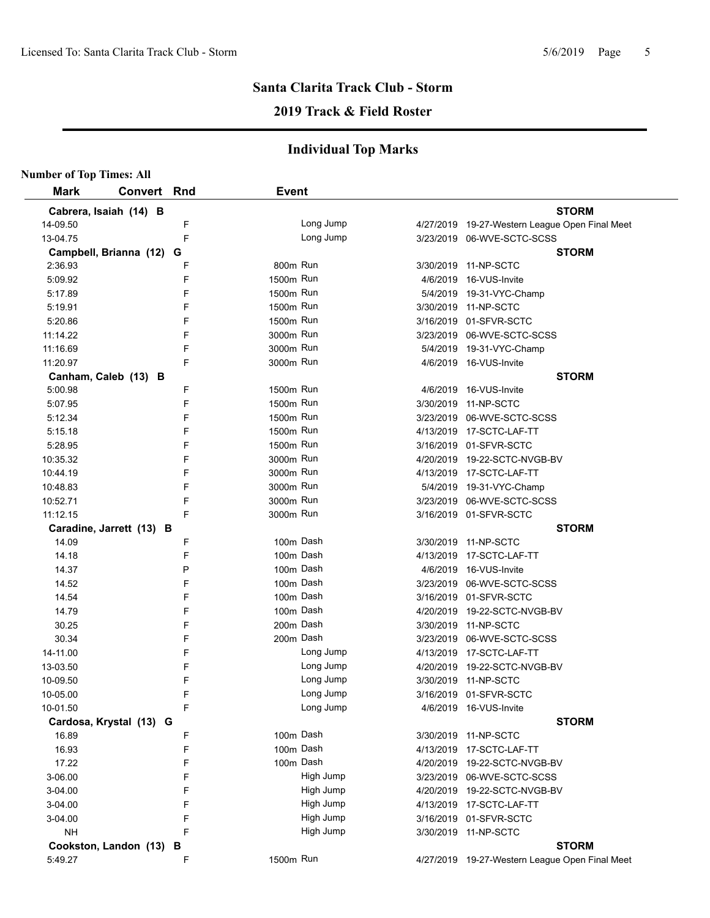## Santa Clarita Track Club - Storm

## 2019 Track & Field Roster

## Individual Top Marks

**Number of Top Times: All**

| Mark | Convert | Rnd | Event | Date | Meet |
|---|---|---|---|---|---|
| **Cabrera, Isaiah (14) B** | | | | | **STORM** |
| 14-09.50 | | F | Long Jump | 4/27/2019 | 19-27-Western League Open Final Meet |
| 13-04.75 | | F | Long Jump | 3/23/2019 | 06-WVE-SCTC-SCSS |
| **Campbell, Brianna (12) G** | | | | | **STORM** |
| 2:36.93 | | F | 800m Run | 3/30/2019 | 11-NP-SCTC |
| 5:09.92 | | F | 1500m Run | 4/6/2019 | 16-VUS-Invite |
| 5:17.89 | | F | 1500m Run | 5/4/2019 | 19-31-VYC-Champ |
| 5:19.91 | | F | 1500m Run | 3/30/2019 | 11-NP-SCTC |
| 5:20.86 | | F | 1500m Run | 3/16/2019 | 01-SFVR-SCTC |
| 11:14.22 | | F | 3000m Run | 3/23/2019 | 06-WVE-SCTC-SCSS |
| 11:16.69 | | F | 3000m Run | 5/4/2019 | 19-31-VYC-Champ |
| 11:20.97 | | F | 3000m Run | 4/6/2019 | 16-VUS-Invite |
| **Canham, Caleb (13) B** | | | | | **STORM** |
| 5:00.98 | | F | 1500m Run | 4/6/2019 | 16-VUS-Invite |
| 5:07.95 | | F | 1500m Run | 3/30/2019 | 11-NP-SCTC |
| 5:12.34 | | F | 1500m Run | 3/23/2019 | 06-WVE-SCTC-SCSS |
| 5:15.18 | | F | 1500m Run | 4/13/2019 | 17-SCTC-LAF-TT |
| 5:28.95 | | F | 1500m Run | 3/16/2019 | 01-SFVR-SCTC |
| 10:35.32 | | F | 3000m Run | 4/20/2019 | 19-22-SCTC-NVGB-BV |
| 10:44.19 | | F | 3000m Run | 4/13/2019 | 17-SCTC-LAF-TT |
| 10:48.83 | | F | 3000m Run | 5/4/2019 | 19-31-VYC-Champ |
| 10:52.71 | | F | 3000m Run | 3/23/2019 | 06-WVE-SCTC-SCSS |
| 11:12.15 | | F | 3000m Run | 3/16/2019 | 01-SFVR-SCTC |
| **Caradine, Jarrett (13) B** | | | | | **STORM** |
| 14.09 | | F | 100m Dash | 3/30/2019 | 11-NP-SCTC |
| 14.18 | | F | 100m Dash | 4/13/2019 | 17-SCTC-LAF-TT |
| 14.37 | | P | 100m Dash | 4/6/2019 | 16-VUS-Invite |
| 14.52 | | F | 100m Dash | 3/23/2019 | 06-WVE-SCTC-SCSS |
| 14.54 | | F | 100m Dash | 3/16/2019 | 01-SFVR-SCTC |
| 14.79 | | F | 100m Dash | 4/20/2019 | 19-22-SCTC-NVGB-BV |
| 30.25 | | F | 200m Dash | 3/30/2019 | 11-NP-SCTC |
| 30.34 | | F | 200m Dash | 3/23/2019 | 06-WVE-SCTC-SCSS |
| 14-11.00 | | F | Long Jump | 4/13/2019 | 17-SCTC-LAF-TT |
| 13-03.50 | | F | Long Jump | 4/20/2019 | 19-22-SCTC-NVGB-BV |
| 10-09.50 | | F | Long Jump | 3/30/2019 | 11-NP-SCTC |
| 10-05.00 | | F | Long Jump | 3/16/2019 | 01-SFVR-SCTC |
| 10-01.50 | | F | Long Jump | 4/6/2019 | 16-VUS-Invite |
| **Cardosa, Krystal (13) G** | | | | | **STORM** |
| 16.89 | | F | 100m Dash | 3/30/2019 | 11-NP-SCTC |
| 16.93 | | F | 100m Dash | 4/13/2019 | 17-SCTC-LAF-TT |
| 17.22 | | F | 100m Dash | 4/20/2019 | 19-22-SCTC-NVGB-BV |
| 3-06.00 | | F | High Jump | 3/23/2019 | 06-WVE-SCTC-SCSS |
| 3-04.00 | | F | High Jump | 4/20/2019 | 19-22-SCTC-NVGB-BV |
| 3-04.00 | | F | High Jump | 4/13/2019 | 17-SCTC-LAF-TT |
| 3-04.00 | | F | High Jump | 3/16/2019 | 01-SFVR-SCTC |
| NH | | F | High Jump | 3/30/2019 | 11-NP-SCTC |
| **Cookston, Landon (13) B** | | | | | **STORM** |
| 5:49.27 | | F | 1500m Run | 4/27/2019 | 19-27-Western League Open Final Meet |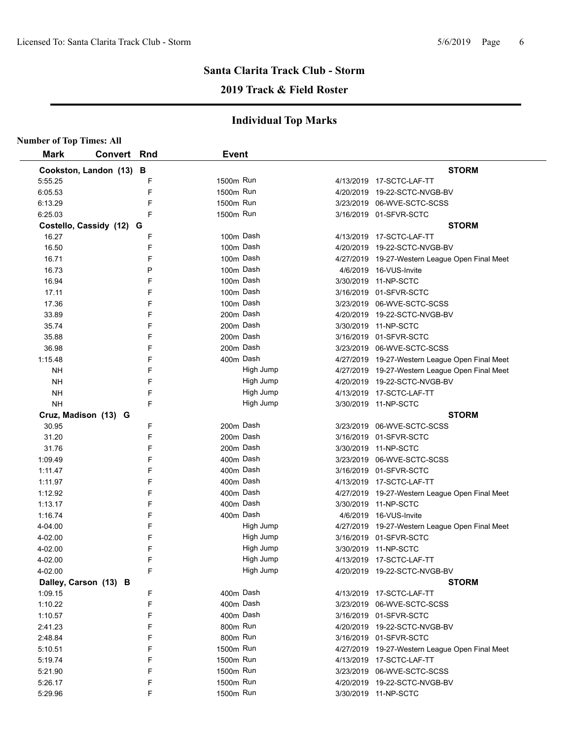## Santa Clarita Track Club - Storm

### 2019 Track & Field Roster

### Individual Top Marks

**Number of Top Times: All**

| Mark | Convert | Rnd | Event | Date | Meet |
|---|---|---|---|---|---|
| **Cookston, Landon (13) B** | | | | | **STORM** |
| 5:55.25 | | F | 1500m Run | 4/13/2019 | 17-SCTC-LAF-TT |
| 6:05.53 | | F | 1500m Run | 4/20/2019 | 19-22-SCTC-NVGB-BV |
| 6:13.29 | | F | 1500m Run | 3/23/2019 | 06-WVE-SCTC-SCSS |
| 6:25.03 | | F | 1500m Run | 3/16/2019 | 01-SFVR-SCTC |
| **Costello, Cassidy (12) G** | | | | | **STORM** |
| 16.27 | | F | 100m Dash | 4/13/2019 | 17-SCTC-LAF-TT |
| 16.50 | | F | 100m Dash | 4/20/2019 | 19-22-SCTC-NVGB-BV |
| 16.71 | | F | 100m Dash | 4/27/2019 | 19-27-Western League Open Final Meet |
| 16.73 | | P | 100m Dash | 4/6/2019 | 16-VUS-Invite |
| 16.94 | | F | 100m Dash | 3/30/2019 | 11-NP-SCTC |
| 17.11 | | F | 100m Dash | 3/16/2019 | 01-SFVR-SCTC |
| 17.36 | | F | 100m Dash | 3/23/2019 | 06-WVE-SCTC-SCSS |
| 33.89 | | F | 200m Dash | 4/20/2019 | 19-22-SCTC-NVGB-BV |
| 35.74 | | F | 200m Dash | 3/30/2019 | 11-NP-SCTC |
| 35.88 | | F | 200m Dash | 3/16/2019 | 01-SFVR-SCTC |
| 36.98 | | F | 200m Dash | 3/23/2019 | 06-WVE-SCTC-SCSS |
| 1:15.48 | | F | 400m Dash | 4/27/2019 | 19-27-Western League Open Final Meet |
| NH | | F | High Jump | 4/27/2019 | 19-27-Western League Open Final Meet |
| NH | | F | High Jump | 4/20/2019 | 19-22-SCTC-NVGB-BV |
| NH | | F | High Jump | 4/13/2019 | 17-SCTC-LAF-TT |
| NH | | F | High Jump | 3/30/2019 | 11-NP-SCTC |
| **Cruz, Madison (13) G** | | | | | **STORM** |
| 30.95 | | F | 200m Dash | 3/23/2019 | 06-WVE-SCTC-SCSS |
| 31.20 | | F | 200m Dash | 3/16/2019 | 01-SFVR-SCTC |
| 31.76 | | F | 200m Dash | 3/30/2019 | 11-NP-SCTC |
| 1:09.49 | | F | 400m Dash | 3/23/2019 | 06-WVE-SCTC-SCSS |
| 1:11.47 | | F | 400m Dash | 3/16/2019 | 01-SFVR-SCTC |
| 1:11.97 | | F | 400m Dash | 4/13/2019 | 17-SCTC-LAF-TT |
| 1:12.92 | | F | 400m Dash | 4/27/2019 | 19-27-Western League Open Final Meet |
| 1:13.17 | | F | 400m Dash | 3/30/2019 | 11-NP-SCTC |
| 1:16.74 | | F | 400m Dash | 4/6/2019 | 16-VUS-Invite |
| 4-04.00 | | F | High Jump | 4/27/2019 | 19-27-Western League Open Final Meet |
| 4-02.00 | | F | High Jump | 3/16/2019 | 01-SFVR-SCTC |
| 4-02.00 | | F | High Jump | 3/30/2019 | 11-NP-SCTC |
| 4-02.00 | | F | High Jump | 4/13/2019 | 17-SCTC-LAF-TT |
| 4-02.00 | | F | High Jump | 4/20/2019 | 19-22-SCTC-NVGB-BV |
| **Dalley, Carson (13) B** | | | | | **STORM** |
| 1:09.15 | | F | 400m Dash | 4/13/2019 | 17-SCTC-LAF-TT |
| 1:10.22 | | F | 400m Dash | 3/23/2019 | 06-WVE-SCTC-SCSS |
| 1:10.57 | | F | 400m Dash | 3/16/2019 | 01-SFVR-SCTC |
| 2:41.23 | | F | 800m Run | 4/20/2019 | 19-22-SCTC-NVGB-BV |
| 2:48.84 | | F | 800m Run | 3/16/2019 | 01-SFVR-SCTC |
| 5:10.51 | | F | 1500m Run | 4/27/2019 | 19-27-Western League Open Final Meet |
| 5:19.74 | | F | 1500m Run | 4/13/2019 | 17-SCTC-LAF-TT |
| 5:21.90 | | F | 1500m Run | 3/23/2019 | 06-WVE-SCTC-SCSS |
| 5:26.17 | | F | 1500m Run | 4/20/2019 | 19-22-SCTC-NVGB-BV |
| 5:29.96 | | F | 1500m Run | 3/30/2019 | 11-NP-SCTC |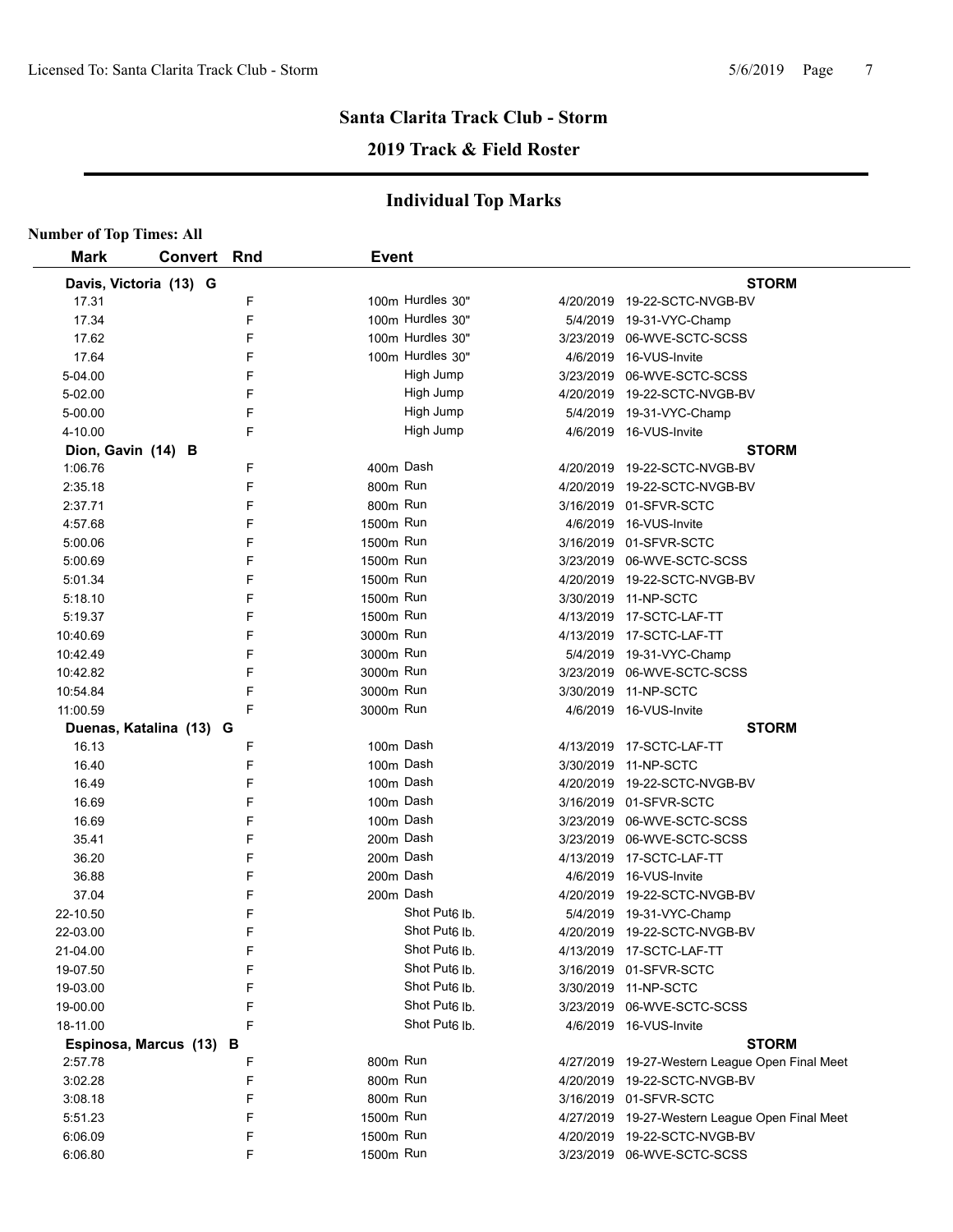## Santa Clarita Track Club - Storm

## 2019 Track & Field Roster

## Individual Top Marks

**Number of Top Times: All**

| Mark | Convert | Rnd | Event | Date | Meet |
|---|---|---|---|---|---|
| **Davis, Victoria (13) G** | | | | | **STORM** |
| 17.31 | | F | 100m Hurdles 30" | 4/20/2019 | 19-22-SCTC-NVGB-BV |
| 17.34 | | F | 100m Hurdles 30" | 5/4/2019 | 19-31-VYC-Champ |
| 17.62 | | F | 100m Hurdles 30" | 3/23/2019 | 06-WVE-SCTC-SCSS |
| 17.64 | | F | 100m Hurdles 30" | 4/6/2019 | 16-VUS-Invite |
| 5-04.00 | | F | High Jump | 3/23/2019 | 06-WVE-SCTC-SCSS |
| 5-02.00 | | F | High Jump | 4/20/2019 | 19-22-SCTC-NVGB-BV |
| 5-00.00 | | F | High Jump | 5/4/2019 | 19-31-VYC-Champ |
| 4-10.00 | | F | High Jump | 4/6/2019 | 16-VUS-Invite |
| **Dion, Gavin (14) B** | | | | | **STORM** |
| 1:06.76 | | F | 400m Dash | 4/20/2019 | 19-22-SCTC-NVGB-BV |
| 2:35.18 | | F | 800m Run | 4/20/2019 | 19-22-SCTC-NVGB-BV |
| 2:37.71 | | F | 800m Run | 3/16/2019 | 01-SFVR-SCTC |
| 4:57.68 | | F | 1500m Run | 4/6/2019 | 16-VUS-Invite |
| 5:00.06 | | F | 1500m Run | 3/16/2019 | 01-SFVR-SCTC |
| 5:00.69 | | F | 1500m Run | 3/23/2019 | 06-WVE-SCTC-SCSS |
| 5:01.34 | | F | 1500m Run | 4/20/2019 | 19-22-SCTC-NVGB-BV |
| 5:18.10 | | F | 1500m Run | 3/30/2019 | 11-NP-SCTC |
| 5:19.37 | | F | 1500m Run | 4/13/2019 | 17-SCTC-LAF-TT |
| 10:40.69 | | F | 3000m Run | 4/13/2019 | 17-SCTC-LAF-TT |
| 10:42.49 | | F | 3000m Run | 5/4/2019 | 19-31-VYC-Champ |
| 10:42.82 | | F | 3000m Run | 3/23/2019 | 06-WVE-SCTC-SCSS |
| 10:54.84 | | F | 3000m Run | 3/30/2019 | 11-NP-SCTC |
| 11:00.59 | | F | 3000m Run | 4/6/2019 | 16-VUS-Invite |
| **Duenas, Katalina (13) G** | | | | | **STORM** |
| 16.13 | | F | 100m Dash | 4/13/2019 | 17-SCTC-LAF-TT |
| 16.40 | | F | 100m Dash | 3/30/2019 | 11-NP-SCTC |
| 16.49 | | F | 100m Dash | 4/20/2019 | 19-22-SCTC-NVGB-BV |
| 16.69 | | F | 100m Dash | 3/16/2019 | 01-SFVR-SCTC |
| 16.69 | | F | 100m Dash | 3/23/2019 | 06-WVE-SCTC-SCSS |
| 35.41 | | F | 200m Dash | 3/23/2019 | 06-WVE-SCTC-SCSS |
| 36.20 | | F | 200m Dash | 4/13/2019 | 17-SCTC-LAF-TT |
| 36.88 | | F | 200m Dash | 4/6/2019 | 16-VUS-Invite |
| 37.04 | | F | 200m Dash | 4/20/2019 | 19-22-SCTC-NVGB-BV |
| 22-10.50 | | F | Shot Put 6 lb. | 5/4/2019 | 19-31-VYC-Champ |
| 22-03.00 | | F | Shot Put 6 lb. | 4/20/2019 | 19-22-SCTC-NVGB-BV |
| 21-04.00 | | F | Shot Put 6 lb. | 4/13/2019 | 17-SCTC-LAF-TT |
| 19-07.50 | | F | Shot Put 6 lb. | 3/16/2019 | 01-SFVR-SCTC |
| 19-03.00 | | F | Shot Put 6 lb. | 3/30/2019 | 11-NP-SCTC |
| 19-00.00 | | F | Shot Put 6 lb. | 3/23/2019 | 06-WVE-SCTC-SCSS |
| 18-11.00 | | F | Shot Put 6 lb. | 4/6/2019 | 16-VUS-Invite |
| **Espinosa, Marcus (13) B** | | | | | **STORM** |
| 2:57.78 | | F | 800m Run | 4/27/2019 | 19-27-Western League Open Final Meet |
| 3:02.28 | | F | 800m Run | 4/20/2019 | 19-22-SCTC-NVGB-BV |
| 3:08.18 | | F | 800m Run | 3/16/2019 | 01-SFVR-SCTC |
| 5:51.23 | | F | 1500m Run | 4/27/2019 | 19-27-Western League Open Final Meet |
| 6:06.09 | | F | 1500m Run | 4/20/2019 | 19-22-SCTC-NVGB-BV |
| 6:06.80 | | F | 1500m Run | 3/23/2019 | 06-WVE-SCTC-SCSS |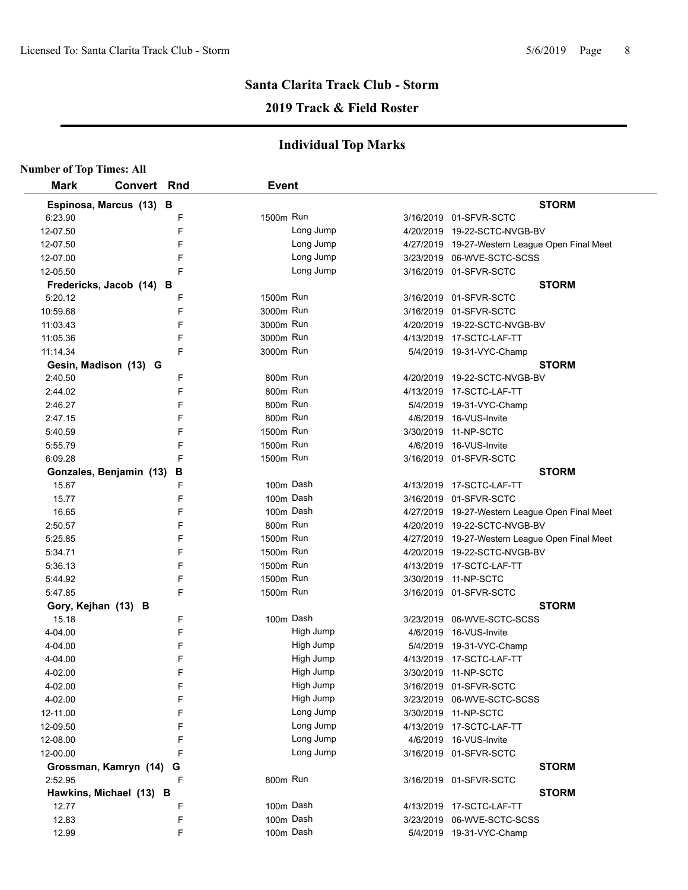## Santa Clarita Track Club - Storm

## 2019 Track & Field Roster

### Individual Top Marks

**Number of Top Times: All**

| Mark | Convert | Rnd | Event | | |
|---|---|---|---|---|---|
| **Espinosa, Marcus (13) B** | | | | | **STORM** |
| 6:23.90 | | F | 1500m Run | 3/16/2019 | 01-SFVR-SCTC |
| 12-07.50 | | F | Long Jump | 4/20/2019 | 19-22-SCTC-NVGB-BV |
| 12-07.50 | | F | Long Jump | 4/27/2019 | 19-27-Western League Open Final Meet |
| 12-07.00 | | F | Long Jump | 3/23/2019 | 06-WVE-SCTC-SCSS |
| 12-05.50 | | F | Long Jump | 3/16/2019 | 01-SFVR-SCTC |
| **Fredericks, Jacob (14) B** | | | | | **STORM** |
| 5:20.12 | | F | 1500m Run | 3/16/2019 | 01-SFVR-SCTC |
| 10:59.68 | | F | 3000m Run | 3/16/2019 | 01-SFVR-SCTC |
| 11:03.43 | | F | 3000m Run | 4/20/2019 | 19-22-SCTC-NVGB-BV |
| 11:05.36 | | F | 3000m Run | 4/13/2019 | 17-SCTC-LAF-TT |
| 11:14.34 | | F | 3000m Run | 5/4/2019 | 19-31-VYC-Champ |
| **Gesin, Madison (13) G** | | | | | **STORM** |
| 2:40.50 | | F | 800m Run | 4/20/2019 | 19-22-SCTC-NVGB-BV |
| 2:44.02 | | F | 800m Run | 4/13/2019 | 17-SCTC-LAF-TT |
| 2:46.27 | | F | 800m Run | 5/4/2019 | 19-31-VYC-Champ |
| 2:47.15 | | F | 800m Run | 4/6/2019 | 16-VUS-Invite |
| 5:40.59 | | F | 1500m Run | 3/30/2019 | 11-NP-SCTC |
| 5:55.79 | | F | 1500m Run | 4/6/2019 | 16-VUS-Invite |
| 6:09.28 | | F | 1500m Run | 3/16/2019 | 01-SFVR-SCTC |
| **Gonzales, Benjamin (13) B** | | | | | **STORM** |
| 15.67 | | F | 100m Dash | 4/13/2019 | 17-SCTC-LAF-TT |
| 15.77 | | F | 100m Dash | 3/16/2019 | 01-SFVR-SCTC |
| 16.65 | | F | 100m Dash | 4/27/2019 | 19-27-Western League Open Final Meet |
| 2:50.57 | | F | 800m Run | 4/20/2019 | 19-22-SCTC-NVGB-BV |
| 5:25.85 | | F | 1500m Run | 4/27/2019 | 19-27-Western League Open Final Meet |
| 5:34.71 | | F | 1500m Run | 4/20/2019 | 19-22-SCTC-NVGB-BV |
| 5:36.13 | | F | 1500m Run | 4/13/2019 | 17-SCTC-LAF-TT |
| 5:44.92 | | F | 1500m Run | 3/30/2019 | 11-NP-SCTC |
| 5:47.85 | | F | 1500m Run | 3/16/2019 | 01-SFVR-SCTC |
| **Gory, Kejhan (13) B** | | | | | **STORM** |
| 15.18 | | F | 100m Dash | 3/23/2019 | 06-WVE-SCTC-SCSS |
| 4-04.00 | | F | High Jump | 4/6/2019 | 16-VUS-Invite |
| 4-04.00 | | F | High Jump | 5/4/2019 | 19-31-VYC-Champ |
| 4-04.00 | | F | High Jump | 4/13/2019 | 17-SCTC-LAF-TT |
| 4-02.00 | | F | High Jump | 3/30/2019 | 11-NP-SCTC |
| 4-02.00 | | F | High Jump | 3/16/2019 | 01-SFVR-SCTC |
| 4-02.00 | | F | High Jump | 3/23/2019 | 06-WVE-SCTC-SCSS |
| 12-11.00 | | F | Long Jump | 3/30/2019 | 11-NP-SCTC |
| 12-09.50 | | F | Long Jump | 4/13/2019 | 17-SCTC-LAF-TT |
| 12-08.00 | | F | Long Jump | 4/6/2019 | 16-VUS-Invite |
| 12-00.00 | | F | Long Jump | 3/16/2019 | 01-SFVR-SCTC |
| **Grossman, Kamryn (14) G** | | | | | **STORM** |
| 2:52.95 | | F | 800m Run | 3/16/2019 | 01-SFVR-SCTC |
| **Hawkins, Michael (13) B** | | | | | **STORM** |
| 12.77 | | F | 100m Dash | 4/13/2019 | 17-SCTC-LAF-TT |
| 12.83 | | F | 100m Dash | 3/23/2019 | 06-WVE-SCTC-SCSS |
| 12.99 | | F | 100m Dash | 5/4/2019 | 19-31-VYC-Champ |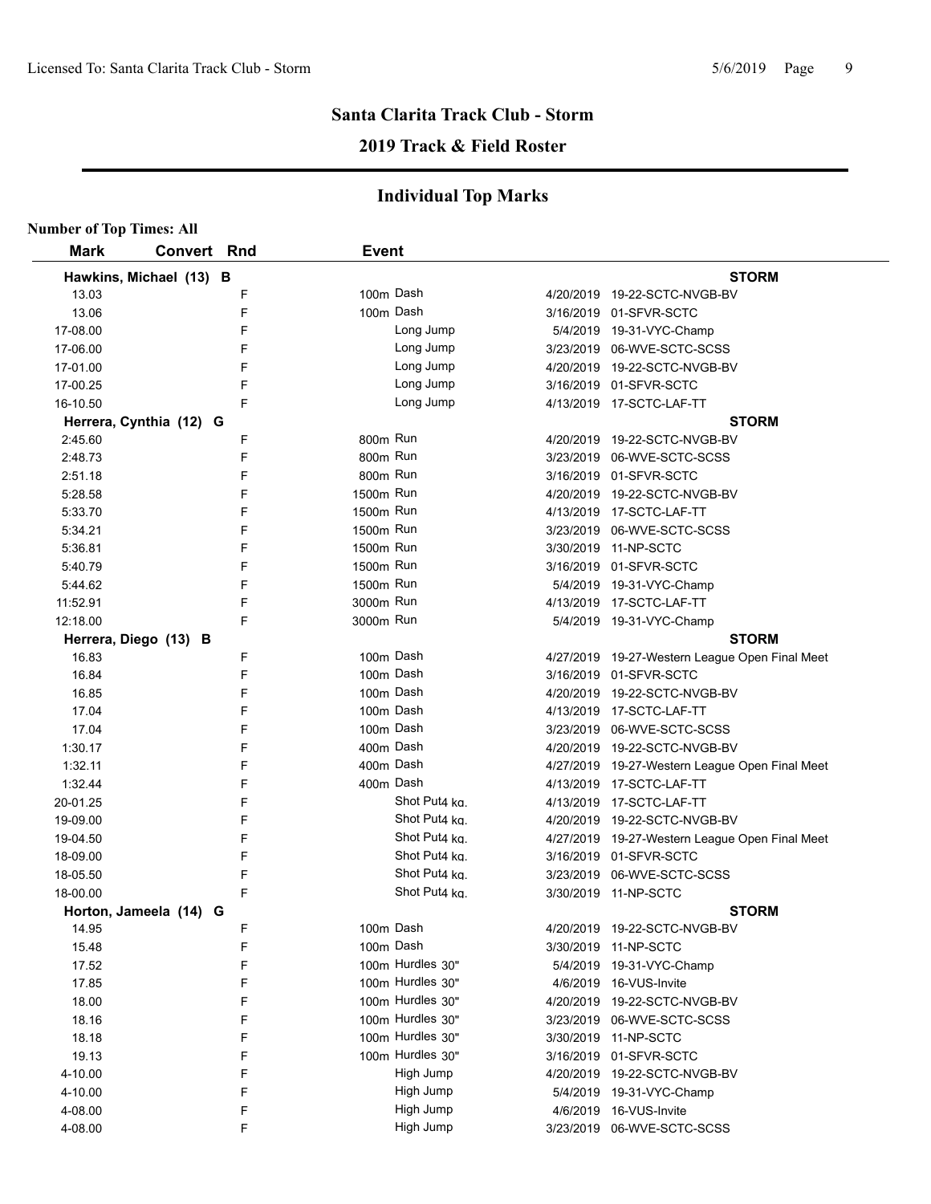# Santa Clarita Track Club - Storm

## 2019 Track & Field Roster

### Individual Top Marks

**Number of Top Times: All**

| Mark | Convert | Rnd | Event | Date | Meet |
|---|---|---|---|---|---|
| **Hawkins, Michael (13) B** | | | | | **STORM** |
| 13.03 | | F | 100m Dash | 4/20/2019 | 19-22-SCTC-NVGB-BV |
| 13.06 | | F | 100m Dash | 3/16/2019 | 01-SFVR-SCTC |
| 17-08.00 | | F | Long Jump | 5/4/2019 | 19-31-VYC-Champ |
| 17-06.00 | | F | Long Jump | 3/23/2019 | 06-WVE-SCTC-SCSS |
| 17-01.00 | | F | Long Jump | 4/20/2019 | 19-22-SCTC-NVGB-BV |
| 17-00.25 | | F | Long Jump | 3/16/2019 | 01-SFVR-SCTC |
| 16-10.50 | | F | Long Jump | 4/13/2019 | 17-SCTC-LAF-TT |
| **Herrera, Cynthia (12) G** | | | | | **STORM** |
| 2:45.60 | | F | 800m Run | 4/20/2019 | 19-22-SCTC-NVGB-BV |
| 2:48.73 | | F | 800m Run | 3/23/2019 | 06-WVE-SCTC-SCSS |
| 2:51.18 | | F | 800m Run | 3/16/2019 | 01-SFVR-SCTC |
| 5:28.58 | | F | 1500m Run | 4/20/2019 | 19-22-SCTC-NVGB-BV |
| 5:33.70 | | F | 1500m Run | 4/13/2019 | 17-SCTC-LAF-TT |
| 5:34.21 | | F | 1500m Run | 3/23/2019 | 06-WVE-SCTC-SCSS |
| 5:36.81 | | F | 1500m Run | 3/30/2019 | 11-NP-SCTC |
| 5:40.79 | | F | 1500m Run | 3/16/2019 | 01-SFVR-SCTC |
| 5:44.62 | | F | 1500m Run | 5/4/2019 | 19-31-VYC-Champ |
| 11:52.91 | | F | 3000m Run | 4/13/2019 | 17-SCTC-LAF-TT |
| 12:18.00 | | F | 3000m Run | 5/4/2019 | 19-31-VYC-Champ |
| **Herrera, Diego (13) B** | | | | | **STORM** |
| 16.83 | | F | 100m Dash | 4/27/2019 | 19-27-Western League Open Final Meet |
| 16.84 | | F | 100m Dash | 3/16/2019 | 01-SFVR-SCTC |
| 16.85 | | F | 100m Dash | 4/20/2019 | 19-22-SCTC-NVGB-BV |
| 17.04 | | F | 100m Dash | 4/13/2019 | 17-SCTC-LAF-TT |
| 17.04 | | F | 100m Dash | 3/23/2019 | 06-WVE-SCTC-SCSS |
| 1:30.17 | | F | 400m Dash | 4/20/2019 | 19-22-SCTC-NVGB-BV |
| 1:32.11 | | F | 400m Dash | 4/27/2019 | 19-27-Western League Open Final Meet |
| 1:32.44 | | F | 400m Dash | 4/13/2019 | 17-SCTC-LAF-TT |
| 20-01.25 | | F | Shot Put 4 kg. | 4/13/2019 | 17-SCTC-LAF-TT |
| 19-09.00 | | F | Shot Put 4 kg. | 4/20/2019 | 19-22-SCTC-NVGB-BV |
| 19-04.50 | | F | Shot Put 4 kg. | 4/27/2019 | 19-27-Western League Open Final Meet |
| 18-09.00 | | F | Shot Put 4 kg. | 3/16/2019 | 01-SFVR-SCTC |
| 18-05.50 | | F | Shot Put 4 kg. | 3/23/2019 | 06-WVE-SCTC-SCSS |
| 18-00.00 | | F | Shot Put 4 kg. | 3/30/2019 | 11-NP-SCTC |
| **Horton, Jameela (14) G** | | | | | **STORM** |
| 14.95 | | F | 100m Dash | 4/20/2019 | 19-22-SCTC-NVGB-BV |
| 15.48 | | F | 100m Dash | 3/30/2019 | 11-NP-SCTC |
| 17.52 | | F | 100m Hurdles 30" | 5/4/2019 | 19-31-VYC-Champ |
| 17.85 | | F | 100m Hurdles 30" | 4/6/2019 | 16-VUS-Invite |
| 18.00 | | F | 100m Hurdles 30" | 4/20/2019 | 19-22-SCTC-NVGB-BV |
| 18.16 | | F | 100m Hurdles 30" | 3/23/2019 | 06-WVE-SCTC-SCSS |
| 18.18 | | F | 100m Hurdles 30" | 3/30/2019 | 11-NP-SCTC |
| 19.13 | | F | 100m Hurdles 30" | 3/16/2019 | 01-SFVR-SCTC |
| 4-10.00 | | F | High Jump | 4/20/2019 | 19-22-SCTC-NVGB-BV |
| 4-10.00 | | F | High Jump | 5/4/2019 | 19-31-VYC-Champ |
| 4-08.00 | | F | High Jump | 4/6/2019 | 16-VUS-Invite |
| 4-08.00 | | F | High Jump | 3/23/2019 | 06-WVE-SCTC-SCSS |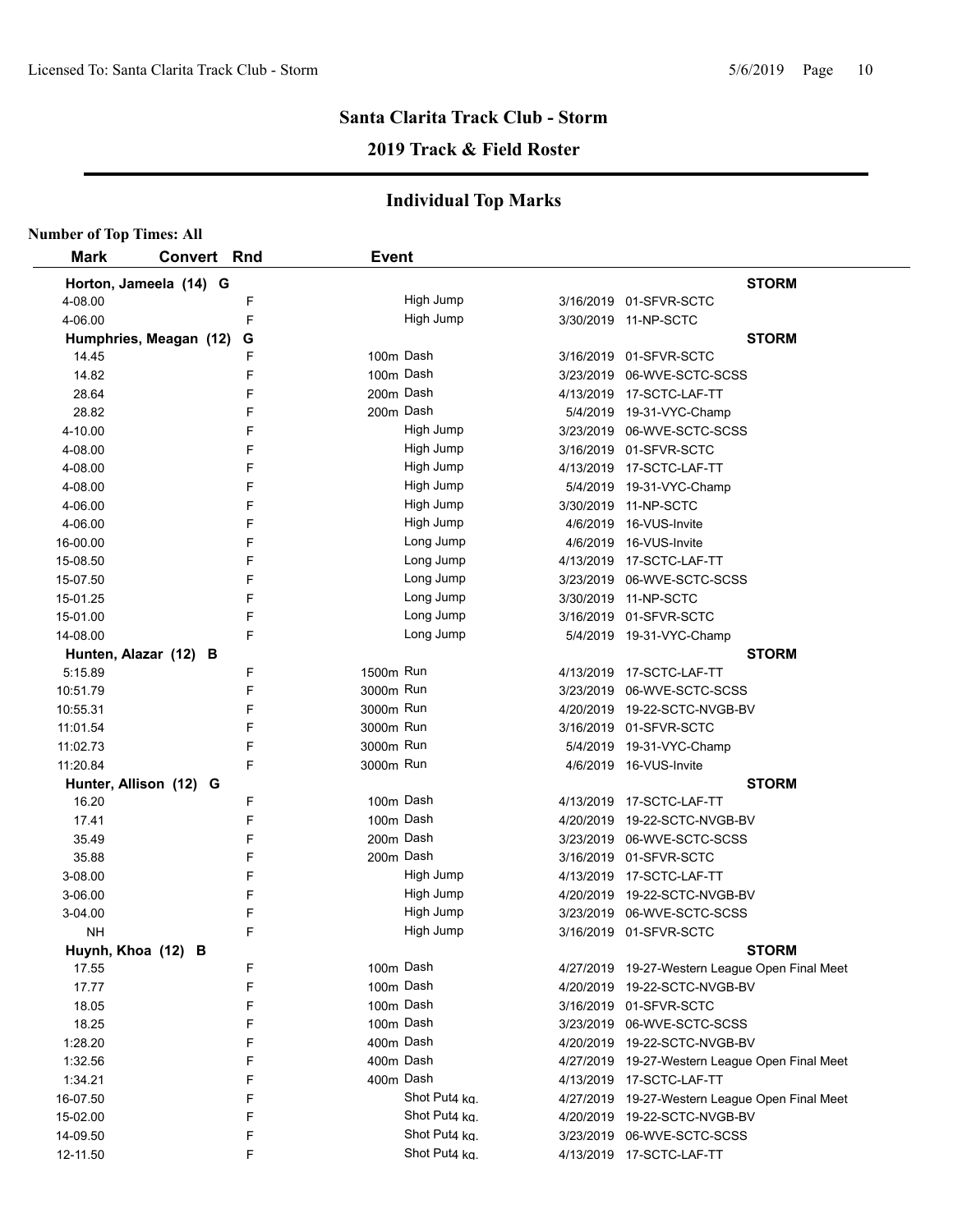## Santa Clarita Track Club - Storm

## 2019 Track & Field Roster

## Individual Top Marks

**Number of Top Times: All**

| Mark | Convert | Rnd | Event | Date | Meet |
|---|---|---|---|---|---|
| **Horton, Jameela (14) G** | | | | | **STORM** |
| 4-08.00 | | F | High Jump | 3/16/2019 | 01-SFVR-SCTC |
| 4-06.00 | | F | High Jump | 3/30/2019 | 11-NP-SCTC |
| **Humphries, Meagan (12) G** | | | | | **STORM** |
| 14.45 | | F | 100m Dash | 3/16/2019 | 01-SFVR-SCTC |
| 14.82 | | F | 100m Dash | 3/23/2019 | 06-WVE-SCTC-SCSS |
| 28.64 | | F | 200m Dash | 4/13/2019 | 17-SCTC-LAF-TT |
| 28.82 | | F | 200m Dash | 5/4/2019 | 19-31-VYC-Champ |
| 4-10.00 | | F | High Jump | 3/23/2019 | 06-WVE-SCTC-SCSS |
| 4-08.00 | | F | High Jump | 3/16/2019 | 01-SFVR-SCTC |
| 4-08.00 | | F | High Jump | 4/13/2019 | 17-SCTC-LAF-TT |
| 4-08.00 | | F | High Jump | 5/4/2019 | 19-31-VYC-Champ |
| 4-06.00 | | F | High Jump | 3/30/2019 | 11-NP-SCTC |
| 4-06.00 | | F | High Jump | 4/6/2019 | 16-VUS-Invite |
| 16-00.00 | | F | Long Jump | 4/6/2019 | 16-VUS-Invite |
| 15-08.50 | | F | Long Jump | 4/13/2019 | 17-SCTC-LAF-TT |
| 15-07.50 | | F | Long Jump | 3/23/2019 | 06-WVE-SCTC-SCSS |
| 15-01.25 | | F | Long Jump | 3/30/2019 | 11-NP-SCTC |
| 15-01.00 | | F | Long Jump | 3/16/2019 | 01-SFVR-SCTC |
| 14-08.00 | | F | Long Jump | 5/4/2019 | 19-31-VYC-Champ |
| **Hunten, Alazar (12) B** | | | | | **STORM** |
| 5:15.89 | | F | 1500m Run | 4/13/2019 | 17-SCTC-LAF-TT |
| 10:51.79 | | F | 3000m Run | 3/23/2019 | 06-WVE-SCTC-SCSS |
| 10:55.31 | | F | 3000m Run | 4/20/2019 | 19-22-SCTC-NVGB-BV |
| 11:01.54 | | F | 3000m Run | 3/16/2019 | 01-SFVR-SCTC |
| 11:02.73 | | F | 3000m Run | 5/4/2019 | 19-31-VYC-Champ |
| 11:20.84 | | F | 3000m Run | 4/6/2019 | 16-VUS-Invite |
| **Hunter, Allison (12) G** | | | | | **STORM** |
| 16.20 | | F | 100m Dash | 4/13/2019 | 17-SCTC-LAF-TT |
| 17.41 | | F | 100m Dash | 4/20/2019 | 19-22-SCTC-NVGB-BV |
| 35.49 | | F | 200m Dash | 3/23/2019 | 06-WVE-SCTC-SCSS |
| 35.88 | | F | 200m Dash | 3/16/2019 | 01-SFVR-SCTC |
| 3-08.00 | | F | High Jump | 4/13/2019 | 17-SCTC-LAF-TT |
| 3-06.00 | | F | High Jump | 4/20/2019 | 19-22-SCTC-NVGB-BV |
| 3-04.00 | | F | High Jump | 3/23/2019 | 06-WVE-SCTC-SCSS |
| NH | | F | High Jump | 3/16/2019 | 01-SFVR-SCTC |
| **Huynh, Khoa (12) B** | | | | | **STORM** |
| 17.55 | | F | 100m Dash | 4/27/2019 | 19-27-Western League Open Final Meet |
| 17.77 | | F | 100m Dash | 4/20/2019 | 19-22-SCTC-NVGB-BV |
| 18.05 | | F | 100m Dash | 3/16/2019 | 01-SFVR-SCTC |
| 18.25 | | F | 100m Dash | 3/23/2019 | 06-WVE-SCTC-SCSS |
| 1:28.20 | | F | 400m Dash | 4/20/2019 | 19-22-SCTC-NVGB-BV |
| 1:32.56 | | F | 400m Dash | 4/27/2019 | 19-27-Western League Open Final Meet |
| 1:34.21 | | F | 400m Dash | 4/13/2019 | 17-SCTC-LAF-TT |
| 16-07.50 | | F | Shot Put4 kg. | 4/27/2019 | 19-27-Western League Open Final Meet |
| 15-02.00 | | F | Shot Put4 kg. | 4/20/2019 | 19-22-SCTC-NVGB-BV |
| 14-09.50 | | F | Shot Put4 kg. | 3/23/2019 | 06-WVE-SCTC-SCSS |
| 12-11.50 | | F | Shot Put4 kg. | 4/13/2019 | 17-SCTC-LAF-TT |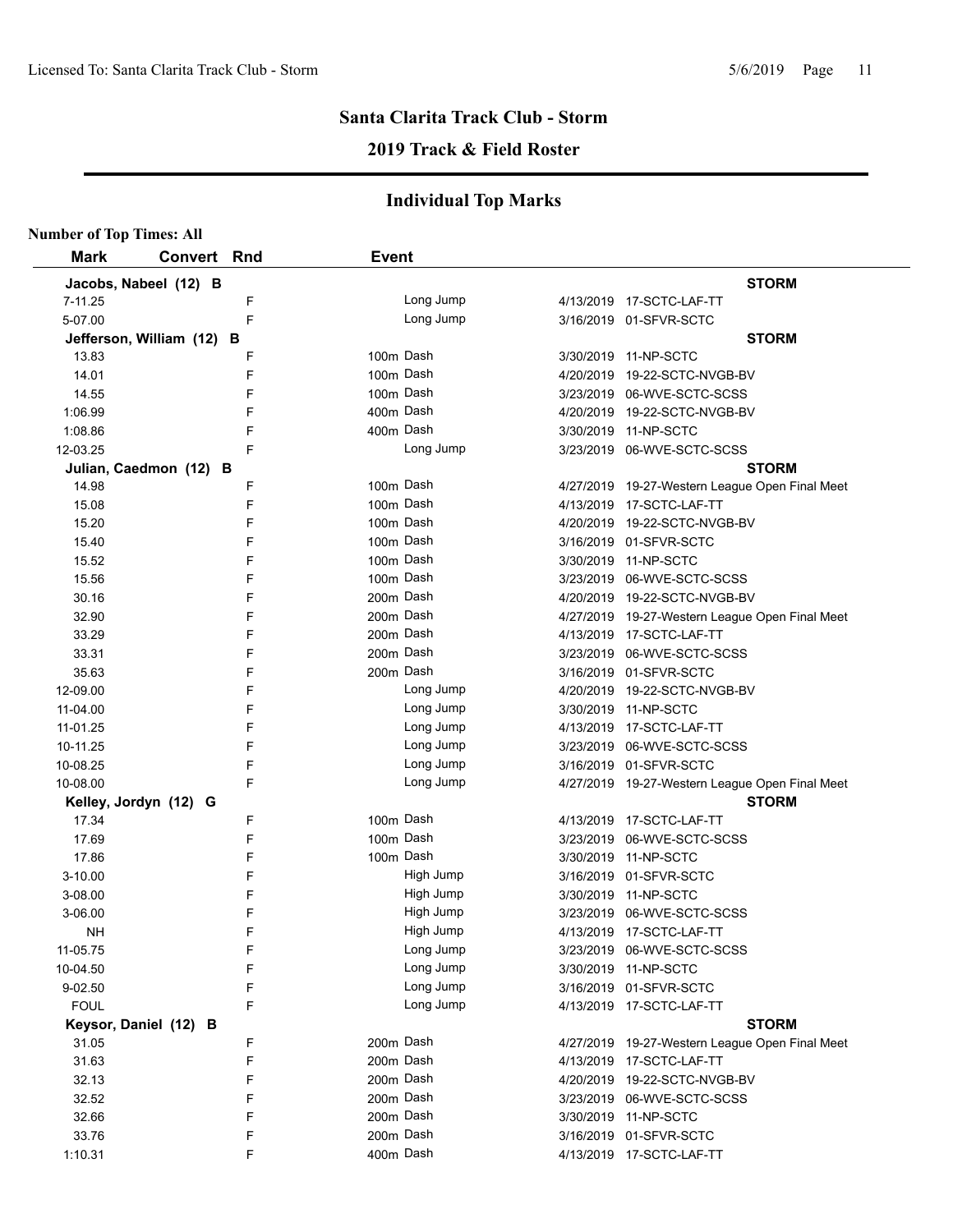## Santa Clarita Track Club - Storm

### 2019 Track & Field Roster

### Individual Top Marks

**Number of Top Times: All**

| Mark | Convert | Rnd | Event | Date | Meet |
|---|---|---|---|---|---|
| **Jacobs, Nabeel (12) B** | | | | | **STORM** |
| 7-11.25 | | F | Long Jump | 4/13/2019 | 17-SCTC-LAF-TT |
| 5-07.00 | | F | Long Jump | 3/16/2019 | 01-SFVR-SCTC |
| **Jefferson, William (12) B** | | | | | **STORM** |
| 13.83 | | F | 100m Dash | 3/30/2019 | 11-NP-SCTC |
| 14.01 | | F | 100m Dash | 4/20/2019 | 19-22-SCTC-NVGB-BV |
| 14.55 | | F | 100m Dash | 3/23/2019 | 06-WVE-SCTC-SCSS |
| 1:06.99 | | F | 400m Dash | 4/20/2019 | 19-22-SCTC-NVGB-BV |
| 1:08.86 | | F | 400m Dash | 3/30/2019 | 11-NP-SCTC |
| 12-03.25 | | F | Long Jump | 3/23/2019 | 06-WVE-SCTC-SCSS |
| **Julian, Caedmon (12) B** | | | | | **STORM** |
| 14.98 | | F | 100m Dash | 4/27/2019 | 19-27-Western League Open Final Meet |
| 15.08 | | F | 100m Dash | 4/13/2019 | 17-SCTC-LAF-TT |
| 15.20 | | F | 100m Dash | 4/20/2019 | 19-22-SCTC-NVGB-BV |
| 15.40 | | F | 100m Dash | 3/16/2019 | 01-SFVR-SCTC |
| 15.52 | | F | 100m Dash | 3/30/2019 | 11-NP-SCTC |
| 15.56 | | F | 100m Dash | 3/23/2019 | 06-WVE-SCTC-SCSS |
| 30.16 | | F | 200m Dash | 4/20/2019 | 19-22-SCTC-NVGB-BV |
| 32.90 | | F | 200m Dash | 4/27/2019 | 19-27-Western League Open Final Meet |
| 33.29 | | F | 200m Dash | 4/13/2019 | 17-SCTC-LAF-TT |
| 33.31 | | F | 200m Dash | 3/23/2019 | 06-WVE-SCTC-SCSS |
| 35.63 | | F | 200m Dash | 3/16/2019 | 01-SFVR-SCTC |
| 12-09.00 | | F | Long Jump | 4/20/2019 | 19-22-SCTC-NVGB-BV |
| 11-04.00 | | F | Long Jump | 3/30/2019 | 11-NP-SCTC |
| 11-01.25 | | F | Long Jump | 4/13/2019 | 17-SCTC-LAF-TT |
| 10-11.25 | | F | Long Jump | 3/23/2019 | 06-WVE-SCTC-SCSS |
| 10-08.25 | | F | Long Jump | 3/16/2019 | 01-SFVR-SCTC |
| 10-08.00 | | F | Long Jump | 4/27/2019 | 19-27-Western League Open Final Meet |
| **Kelley, Jordyn (12) G** | | | | | **STORM** |
| 17.34 | | F | 100m Dash | 4/13/2019 | 17-SCTC-LAF-TT |
| 17.69 | | F | 100m Dash | 3/23/2019 | 06-WVE-SCTC-SCSS |
| 17.86 | | F | 100m Dash | 3/30/2019 | 11-NP-SCTC |
| 3-10.00 | | F | High Jump | 3/16/2019 | 01-SFVR-SCTC |
| 3-08.00 | | F | High Jump | 3/30/2019 | 11-NP-SCTC |
| 3-06.00 | | F | High Jump | 3/23/2019 | 06-WVE-SCTC-SCSS |
| NH | | F | High Jump | 4/13/2019 | 17-SCTC-LAF-TT |
| 11-05.75 | | F | Long Jump | 3/23/2019 | 06-WVE-SCTC-SCSS |
| 10-04.50 | | F | Long Jump | 3/30/2019 | 11-NP-SCTC |
| 9-02.50 | | F | Long Jump | 3/16/2019 | 01-SFVR-SCTC |
| FOUL | | F | Long Jump | 4/13/2019 | 17-SCTC-LAF-TT |
| **Keysor, Daniel (12) B** | | | | | **STORM** |
| 31.05 | | F | 200m Dash | 4/27/2019 | 19-27-Western League Open Final Meet |
| 31.63 | | F | 200m Dash | 4/13/2019 | 17-SCTC-LAF-TT |
| 32.13 | | F | 200m Dash | 4/20/2019 | 19-22-SCTC-NVGB-BV |
| 32.52 | | F | 200m Dash | 3/23/2019 | 06-WVE-SCTC-SCSS |
| 32.66 | | F | 200m Dash | 3/30/2019 | 11-NP-SCTC |
| 33.76 | | F | 200m Dash | 3/16/2019 | 01-SFVR-SCTC |
| 1:10.31 | | F | 400m Dash | 4/13/2019 | 17-SCTC-LAF-TT |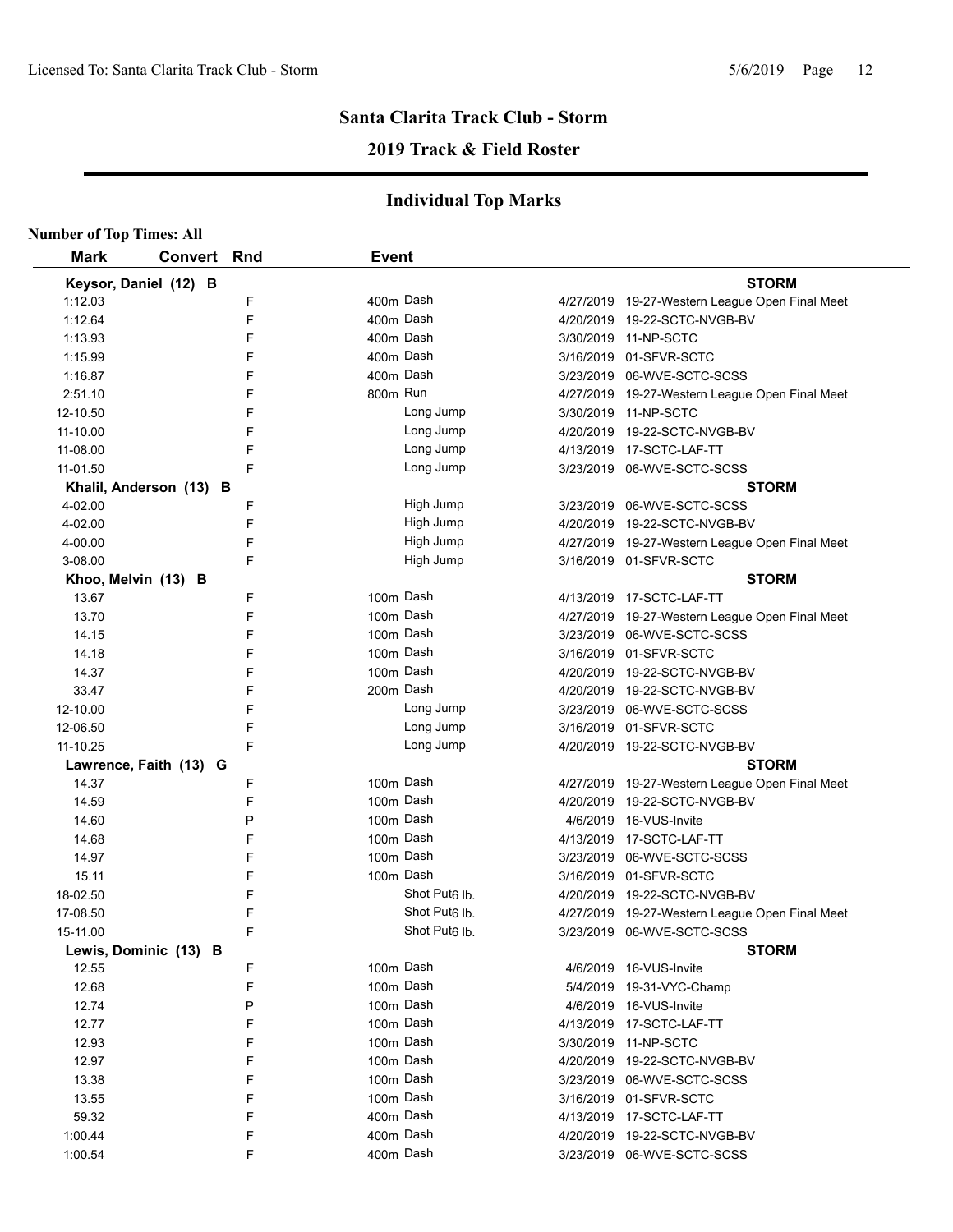## Santa Clarita Track Club - Storm

### 2019 Track & Field Roster

### Individual Top Marks

**Number of Top Times: All**

| Mark | Convert | Rnd | Event | Date | Meet |
|---|---|---|---|---|---|
| **Keysor, Daniel (12) B** | | | | | **STORM** |
| 1:12.03 | | F | 400m Dash | 4/27/2019 | 19-27-Western League Open Final Meet |
| 1:12.64 | | F | 400m Dash | 4/20/2019 | 19-22-SCTC-NVGB-BV |
| 1:13.93 | | F | 400m Dash | 3/30/2019 | 11-NP-SCTC |
| 1:15.99 | | F | 400m Dash | 3/16/2019 | 01-SFVR-SCTC |
| 1:16.87 | | F | 400m Dash | 3/23/2019 | 06-WVE-SCTC-SCSS |
| 2:51.10 | | F | 800m Run | 4/27/2019 | 19-27-Western League Open Final Meet |
| 12-10.50 | | F | Long Jump | 3/30/2019 | 11-NP-SCTC |
| 11-10.00 | | F | Long Jump | 4/20/2019 | 19-22-SCTC-NVGB-BV |
| 11-08.00 | | F | Long Jump | 4/13/2019 | 17-SCTC-LAF-TT |
| 11-01.50 | | F | Long Jump | 3/23/2019 | 06-WVE-SCTC-SCSS |
| **Khalil, Anderson (13) B** | | | | | **STORM** |
| 4-02.00 | | F | High Jump | 3/23/2019 | 06-WVE-SCTC-SCSS |
| 4-02.00 | | F | High Jump | 4/20/2019 | 19-22-SCTC-NVGB-BV |
| 4-00.00 | | F | High Jump | 4/27/2019 | 19-27-Western League Open Final Meet |
| 3-08.00 | | F | High Jump | 3/16/2019 | 01-SFVR-SCTC |
| **Khoo, Melvin (13) B** | | | | | **STORM** |
| 13.67 | | F | 100m Dash | 4/13/2019 | 17-SCTC-LAF-TT |
| 13.70 | | F | 100m Dash | 4/27/2019 | 19-27-Western League Open Final Meet |
| 14.15 | | F | 100m Dash | 3/23/2019 | 06-WVE-SCTC-SCSS |
| 14.18 | | F | 100m Dash | 3/16/2019 | 01-SFVR-SCTC |
| 14.37 | | F | 100m Dash | 4/20/2019 | 19-22-SCTC-NVGB-BV |
| 33.47 | | F | 200m Dash | 4/20/2019 | 19-22-SCTC-NVGB-BV |
| 12-10.00 | | F | Long Jump | 3/23/2019 | 06-WVE-SCTC-SCSS |
| 12-06.50 | | F | Long Jump | 3/16/2019 | 01-SFVR-SCTC |
| 11-10.25 | | F | Long Jump | 4/20/2019 | 19-22-SCTC-NVGB-BV |
| **Lawrence, Faith (13) G** | | | | | **STORM** |
| 14.37 | | F | 100m Dash | 4/27/2019 | 19-27-Western League Open Final Meet |
| 14.59 | | F | 100m Dash | 4/20/2019 | 19-22-SCTC-NVGB-BV |
| 14.60 | | P | 100m Dash | 4/6/2019 | 16-VUS-Invite |
| 14.68 | | F | 100m Dash | 4/13/2019 | 17-SCTC-LAF-TT |
| 14.97 | | F | 100m Dash | 3/23/2019 | 06-WVE-SCTC-SCSS |
| 15.11 | | F | 100m Dash | 3/16/2019 | 01-SFVR-SCTC |
| 18-02.50 | | F | Shot Put6 lb. | 4/20/2019 | 19-22-SCTC-NVGB-BV |
| 17-08.50 | | F | Shot Put6 lb. | 4/27/2019 | 19-27-Western League Open Final Meet |
| 15-11.00 | | F | Shot Put6 lb. | 3/23/2019 | 06-WVE-SCTC-SCSS |
| **Lewis, Dominic (13) B** | | | | | **STORM** |
| 12.55 | | F | 100m Dash | 4/6/2019 | 16-VUS-Invite |
| 12.68 | | F | 100m Dash | 5/4/2019 | 19-31-VYC-Champ |
| 12.74 | | P | 100m Dash | 4/6/2019 | 16-VUS-Invite |
| 12.77 | | F | 100m Dash | 4/13/2019 | 17-SCTC-LAF-TT |
| 12.93 | | F | 100m Dash | 3/30/2019 | 11-NP-SCTC |
| 12.97 | | F | 100m Dash | 4/20/2019 | 19-22-SCTC-NVGB-BV |
| 13.38 | | F | 100m Dash | 3/23/2019 | 06-WVE-SCTC-SCSS |
| 13.55 | | F | 100m Dash | 3/16/2019 | 01-SFVR-SCTC |
| 59.32 | | F | 400m Dash | 4/13/2019 | 17-SCTC-LAF-TT |
| 1:00.44 | | F | 400m Dash | 4/20/2019 | 19-22-SCTC-NVGB-BV |
| 1:00.54 | | F | 400m Dash | 3/23/2019 | 06-WVE-SCTC-SCSS |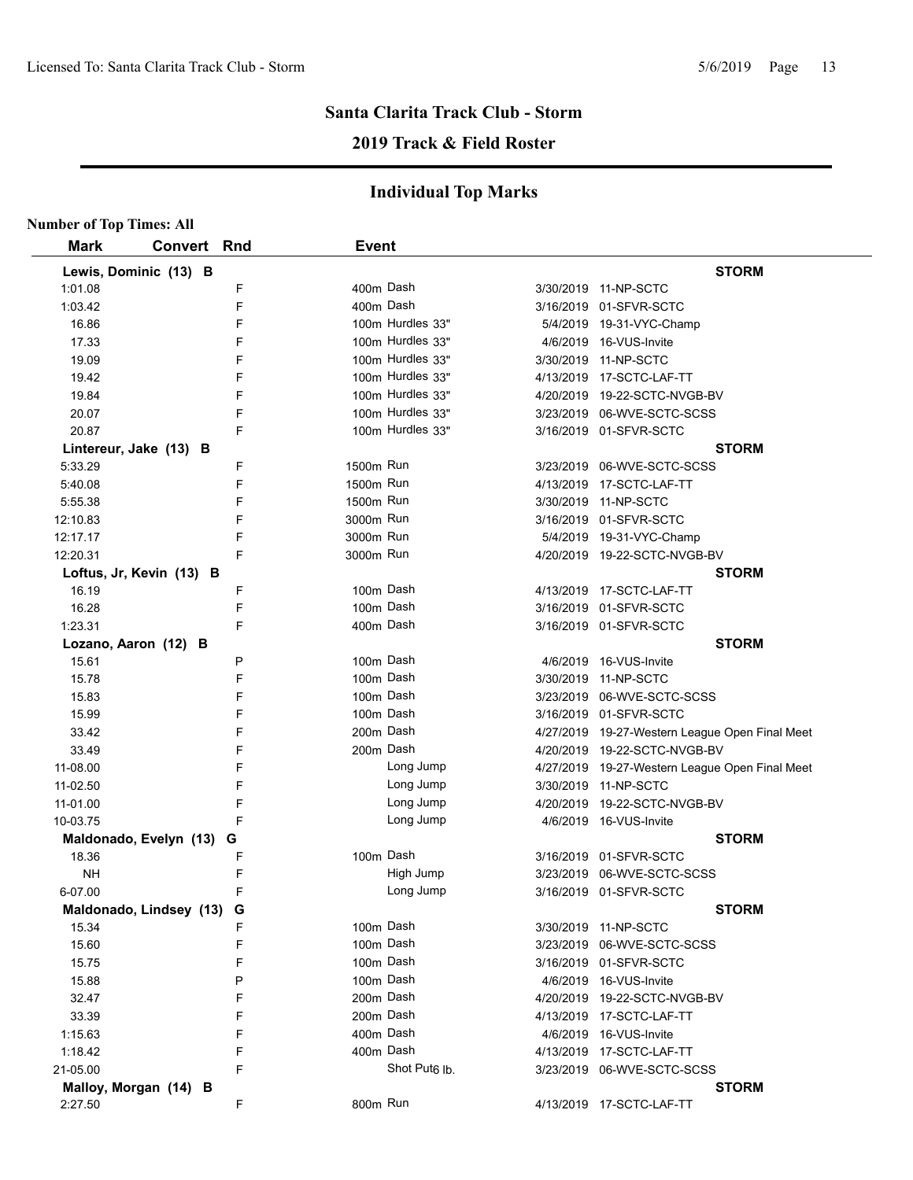## Santa Clarita Track Club - Storm

## 2019 Track & Field Roster

### Individual Top Marks

**Number of Top Times: All**

| Mark | Convert | Rnd | Event | Date | Meet |
|---|---|---|---|---|---|
| **Lewis, Dominic (13) B** | | | | | **STORM** |
| 1:01.08 | | F | 400m Dash | 3/30/2019 | 11-NP-SCTC |
| 1:03.42 | | F | 400m Dash | 3/16/2019 | 01-SFVR-SCTC |
| 16.86 | | F | 100m Hurdles 33" | 5/4/2019 | 19-31-VYC-Champ |
| 17.33 | | F | 100m Hurdles 33" | 4/6/2019 | 16-VUS-Invite |
| 19.09 | | F | 100m Hurdles 33" | 3/30/2019 | 11-NP-SCTC |
| 19.42 | | F | 100m Hurdles 33" | 4/13/2019 | 17-SCTC-LAF-TT |
| 19.84 | | F | 100m Hurdles 33" | 4/20/2019 | 19-22-SCTC-NVGB-BV |
| 20.07 | | F | 100m Hurdles 33" | 3/23/2019 | 06-WVE-SCTC-SCSS |
| 20.87 | | F | 100m Hurdles 33" | 3/16/2019 | 01-SFVR-SCTC |
| **Lintereur, Jake (13) B** | | | | | **STORM** |
| 5:33.29 | | F | 1500m Run | 3/23/2019 | 06-WVE-SCTC-SCSS |
| 5:40.08 | | F | 1500m Run | 4/13/2019 | 17-SCTC-LAF-TT |
| 5:55.38 | | F | 1500m Run | 3/30/2019 | 11-NP-SCTC |
| 12:10.83 | | F | 3000m Run | 3/16/2019 | 01-SFVR-SCTC |
| 12:17.17 | | F | 3000m Run | 5/4/2019 | 19-31-VYC-Champ |
| 12:20.31 | | F | 3000m Run | 4/20/2019 | 19-22-SCTC-NVGB-BV |
| **Loftus, Jr, Kevin (13) B** | | | | | **STORM** |
| 16.19 | | F | 100m Dash | 4/13/2019 | 17-SCTC-LAF-TT |
| 16.28 | | F | 100m Dash | 3/16/2019 | 01-SFVR-SCTC |
| 1:23.31 | | F | 400m Dash | 3/16/2019 | 01-SFVR-SCTC |
| **Lozano, Aaron (12) B** | | | | | **STORM** |
| 15.61 | | P | 100m Dash | 4/6/2019 | 16-VUS-Invite |
| 15.78 | | F | 100m Dash | 3/30/2019 | 11-NP-SCTC |
| 15.83 | | F | 100m Dash | 3/23/2019 | 06-WVE-SCTC-SCSS |
| 15.99 | | F | 100m Dash | 3/16/2019 | 01-SFVR-SCTC |
| 33.42 | | F | 200m Dash | 4/27/2019 | 19-27-Western League Open Final Meet |
| 33.49 | | F | 200m Dash | 4/20/2019 | 19-22-SCTC-NVGB-BV |
| 11-08.00 | | F | Long Jump | 4/27/2019 | 19-27-Western League Open Final Meet |
| 11-02.50 | | F | Long Jump | 3/30/2019 | 11-NP-SCTC |
| 11-01.00 | | F | Long Jump | 4/20/2019 | 19-22-SCTC-NVGB-BV |
| 10-03.75 | | F | Long Jump | 4/6/2019 | 16-VUS-Invite |
| **Maldonado, Evelyn (13) G** | | | | | **STORM** |
| 18.36 | | F | 100m Dash | 3/16/2019 | 01-SFVR-SCTC |
| NH | | F | High Jump | 3/23/2019 | 06-WVE-SCTC-SCSS |
| 6-07.00 | | F | Long Jump | 3/16/2019 | 01-SFVR-SCTC |
| **Maldonado, Lindsey (13) G** | | | | | **STORM** |
| 15.34 | | F | 100m Dash | 3/30/2019 | 11-NP-SCTC |
| 15.60 | | F | 100m Dash | 3/23/2019 | 06-WVE-SCTC-SCSS |
| 15.75 | | F | 100m Dash | 3/16/2019 | 01-SFVR-SCTC |
| 15.88 | | P | 100m Dash | 4/6/2019 | 16-VUS-Invite |
| 32.47 | | F | 200m Dash | 4/20/2019 | 19-22-SCTC-NVGB-BV |
| 33.39 | | F | 200m Dash | 4/13/2019 | 17-SCTC-LAF-TT |
| 1:15.63 | | F | 400m Dash | 4/6/2019 | 16-VUS-Invite |
| 1:18.42 | | F | 400m Dash | 4/13/2019 | 17-SCTC-LAF-TT |
| 21-05.00 | | F | Shot Put 6 lb. | 3/23/2019 | 06-WVE-SCTC-SCSS |
| **Malloy, Morgan (14) B** | | | | | **STORM** |
| 2:27.50 | | F | 800m Run | 4/13/2019 | 17-SCTC-LAF-TT |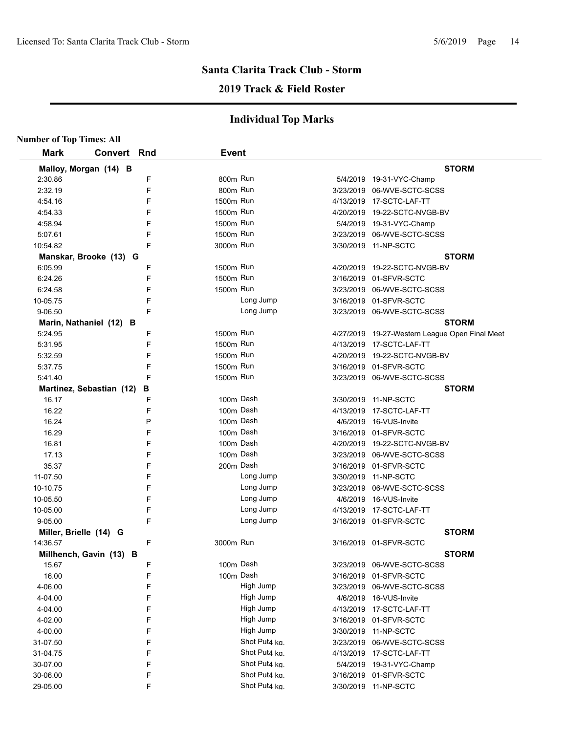## Santa Clarita Track Club - Storm

### 2019 Track & Field Roster

### Individual Top Marks

**Number of Top Times: All**

| Mark | Convert | Rnd | Event | Date | Meet |
|---|---|---|---|---|---|
| **Malloy, Morgan (14) B** | | | | | **STORM** |
| 2:30.86 | | F | 800m Run | 5/4/2019 | 19-31-VYC-Champ |
| 2:32.19 | | F | 800m Run | 3/23/2019 | 06-WVE-SCTC-SCSS |
| 4:54.16 | | F | 1500m Run | 4/13/2019 | 17-SCTC-LAF-TT |
| 4:54.33 | | F | 1500m Run | 4/20/2019 | 19-22-SCTC-NVGB-BV |
| 4:58.94 | | F | 1500m Run | 5/4/2019 | 19-31-VYC-Champ |
| 5:07.61 | | F | 1500m Run | 3/23/2019 | 06-WVE-SCTC-SCSS |
| 10:54.82 | | F | 3000m Run | 3/30/2019 | 11-NP-SCTC |
| **Manskar, Brooke (13) G** | | | | | **STORM** |
| 6:05.99 | | F | 1500m Run | 4/20/2019 | 19-22-SCTC-NVGB-BV |
| 6:24.26 | | F | 1500m Run | 3/16/2019 | 01-SFVR-SCTC |
| 6:24.58 | | F | 1500m Run | 3/23/2019 | 06-WVE-SCTC-SCSS |
| 10-05.75 | | F | Long Jump | 3/16/2019 | 01-SFVR-SCTC |
| 9-06.50 | | F | Long Jump | 3/23/2019 | 06-WVE-SCTC-SCSS |
| **Marin, Nathaniel (12) B** | | | | | **STORM** |
| 5:24.95 | | F | 1500m Run | 4/27/2019 | 19-27-Western League Open Final Meet |
| 5:31.95 | | F | 1500m Run | 4/13/2019 | 17-SCTC-LAF-TT |
| 5:32.59 | | F | 1500m Run | 4/20/2019 | 19-22-SCTC-NVGB-BV |
| 5:37.75 | | F | 1500m Run | 3/16/2019 | 01-SFVR-SCTC |
| 5:41.40 | | F | 1500m Run | 3/23/2019 | 06-WVE-SCTC-SCSS |
| **Martinez, Sebastian (12) B** | | | | | **STORM** |
| 16.17 | | F | 100m Dash | 3/30/2019 | 11-NP-SCTC |
| 16.22 | | F | 100m Dash | 4/13/2019 | 17-SCTC-LAF-TT |
| 16.24 | | P | 100m Dash | 4/6/2019 | 16-VUS-Invite |
| 16.29 | | F | 100m Dash | 3/16/2019 | 01-SFVR-SCTC |
| 16.81 | | F | 100m Dash | 4/20/2019 | 19-22-SCTC-NVGB-BV |
| 17.13 | | F | 100m Dash | 3/23/2019 | 06-WVE-SCTC-SCSS |
| 35.37 | | F | 200m Dash | 3/16/2019 | 01-SFVR-SCTC |
| 11-07.50 | | F | Long Jump | 3/30/2019 | 11-NP-SCTC |
| 10-10.75 | | F | Long Jump | 3/23/2019 | 06-WVE-SCTC-SCSS |
| 10-05.50 | | F | Long Jump | 4/6/2019 | 16-VUS-Invite |
| 10-05.00 | | F | Long Jump | 4/13/2019 | 17-SCTC-LAF-TT |
| 9-05.00 | | F | Long Jump | 3/16/2019 | 01-SFVR-SCTC |
| **Miller, Brielle (14) G** | | | | | **STORM** |
| 14:36.57 | | F | 3000m Run | 3/16/2019 | 01-SFVR-SCTC |
| **Millhench, Gavin (13) B** | | | | | **STORM** |
| 15.67 | | F | 100m Dash | 3/23/2019 | 06-WVE-SCTC-SCSS |
| 16.00 | | F | 100m Dash | 3/16/2019 | 01-SFVR-SCTC |
| 4-06.00 | | F | High Jump | 3/23/2019 | 06-WVE-SCTC-SCSS |
| 4-04.00 | | F | High Jump | 4/6/2019 | 16-VUS-Invite |
| 4-04.00 | | F | High Jump | 4/13/2019 | 17-SCTC-LAF-TT |
| 4-02.00 | | F | High Jump | 3/16/2019 | 01-SFVR-SCTC |
| 4-00.00 | | F | High Jump | 3/30/2019 | 11-NP-SCTC |
| 31-07.50 | | F | Shot Put4 kg. | 3/23/2019 | 06-WVE-SCTC-SCSS |
| 31-04.75 | | F | Shot Put4 kg. | 4/13/2019 | 17-SCTC-LAF-TT |
| 30-07.00 | | F | Shot Put4 kg. | 5/4/2019 | 19-31-VYC-Champ |
| 30-06.00 | | F | Shot Put4 kg. | 3/16/2019 | 01-SFVR-SCTC |
| 29-05.00 | | F | Shot Put4 kg. | 3/30/2019 | 11-NP-SCTC |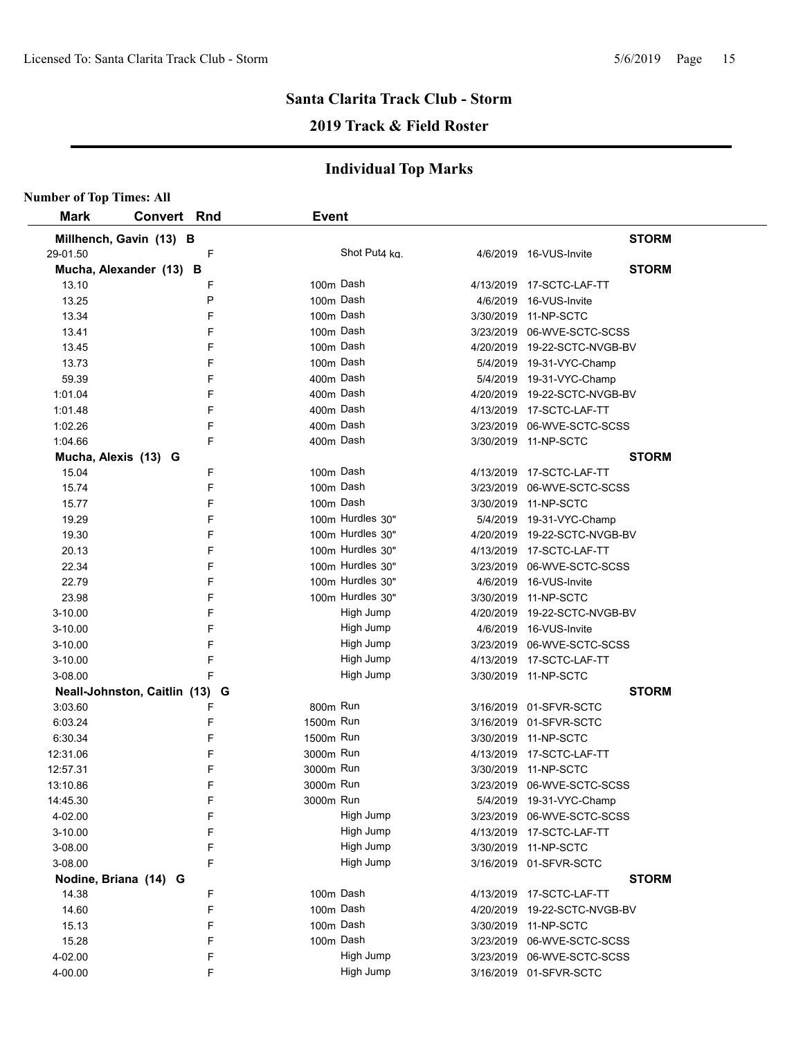# Santa Clarita Track Club - Storm

## 2019 Track & Field Roster

### Individual Top Marks

**Number of Top Times: All**

| Mark | Convert | Rnd | Event | Date | Meet |
|---|---|---|---|---|---|
| **Millhench, Gavin (13) B** | | | | | **STORM** |
| 29-01.50 | | F | Shot Put4 kg. | 4/6/2019 | 16-VUS-Invite |
| **Mucha, Alexander (13) B** | | | | | **STORM** |
| 13.10 | | F | 100m Dash | 4/13/2019 | 17-SCTC-LAF-TT |
| 13.25 | | P | 100m Dash | 4/6/2019 | 16-VUS-Invite |
| 13.34 | | F | 100m Dash | 3/30/2019 | 11-NP-SCTC |
| 13.41 | | F | 100m Dash | 3/23/2019 | 06-WVE-SCTC-SCSS |
| 13.45 | | F | 100m Dash | 4/20/2019 | 19-22-SCTC-NVGB-BV |
| 13.73 | | F | 100m Dash | 5/4/2019 | 19-31-VYC-Champ |
| 59.39 | | F | 400m Dash | 5/4/2019 | 19-31-VYC-Champ |
| 1:01.04 | | F | 400m Dash | 4/20/2019 | 19-22-SCTC-NVGB-BV |
| 1:01.48 | | F | 400m Dash | 4/13/2019 | 17-SCTC-LAF-TT |
| 1:02.26 | | F | 400m Dash | 3/23/2019 | 06-WVE-SCTC-SCSS |
| 1:04.66 | | F | 400m Dash | 3/30/2019 | 11-NP-SCTC |
| **Mucha, Alexis (13) G** | | | | | **STORM** |
| 15.04 | | F | 100m Dash | 4/13/2019 | 17-SCTC-LAF-TT |
| 15.74 | | F | 100m Dash | 3/23/2019 | 06-WVE-SCTC-SCSS |
| 15.77 | | F | 100m Dash | 3/30/2019 | 11-NP-SCTC |
| 19.29 | | F | 100m Hurdles 30" | 5/4/2019 | 19-31-VYC-Champ |
| 19.30 | | F | 100m Hurdles 30" | 4/20/2019 | 19-22-SCTC-NVGB-BV |
| 20.13 | | F | 100m Hurdles 30" | 4/13/2019 | 17-SCTC-LAF-TT |
| 22.34 | | F | 100m Hurdles 30" | 3/23/2019 | 06-WVE-SCTC-SCSS |
| 22.79 | | F | 100m Hurdles 30" | 4/6/2019 | 16-VUS-Invite |
| 23.98 | | F | 100m Hurdles 30" | 3/30/2019 | 11-NP-SCTC |
| 3-10.00 | | F | High Jump | 4/20/2019 | 19-22-SCTC-NVGB-BV |
| 3-10.00 | | F | High Jump | 4/6/2019 | 16-VUS-Invite |
| 3-10.00 | | F | High Jump | 3/23/2019 | 06-WVE-SCTC-SCSS |
| 3-10.00 | | F | High Jump | 4/13/2019 | 17-SCTC-LAF-TT |
| 3-08.00 | | F | High Jump | 3/30/2019 | 11-NP-SCTC |
| **Neall-Johnston, Caitlin (13) G** | | | | | **STORM** |
| 3:03.60 | | F | 800m Run | 3/16/2019 | 01-SFVR-SCTC |
| 6:03.24 | | F | 1500m Run | 3/16/2019 | 01-SFVR-SCTC |
| 6:30.34 | | F | 1500m Run | 3/30/2019 | 11-NP-SCTC |
| 12:31.06 | | F | 3000m Run | 4/13/2019 | 17-SCTC-LAF-TT |
| 12:57.31 | | F | 3000m Run | 3/30/2019 | 11-NP-SCTC |
| 13:10.86 | | F | 3000m Run | 3/23/2019 | 06-WVE-SCTC-SCSS |
| 14:45.30 | | F | 3000m Run | 5/4/2019 | 19-31-VYC-Champ |
| 4-02.00 | | F | High Jump | 3/23/2019 | 06-WVE-SCTC-SCSS |
| 3-10.00 | | F | High Jump | 4/13/2019 | 17-SCTC-LAF-TT |
| 3-08.00 | | F | High Jump | 3/30/2019 | 11-NP-SCTC |
| 3-08.00 | | F | High Jump | 3/16/2019 | 01-SFVR-SCTC |
| **Nodine, Briana (14) G** | | | | | **STORM** |
| 14.38 | | F | 100m Dash | 4/13/2019 | 17-SCTC-LAF-TT |
| 14.60 | | F | 100m Dash | 4/20/2019 | 19-22-SCTC-NVGB-BV |
| 15.13 | | F | 100m Dash | 3/30/2019 | 11-NP-SCTC |
| 15.28 | | F | 100m Dash | 3/23/2019 | 06-WVE-SCTC-SCSS |
| 4-02.00 | | F | High Jump | 3/23/2019 | 06-WVE-SCTC-SCSS |
| 4-00.00 | | F | High Jump | 3/16/2019 | 01-SFVR-SCTC |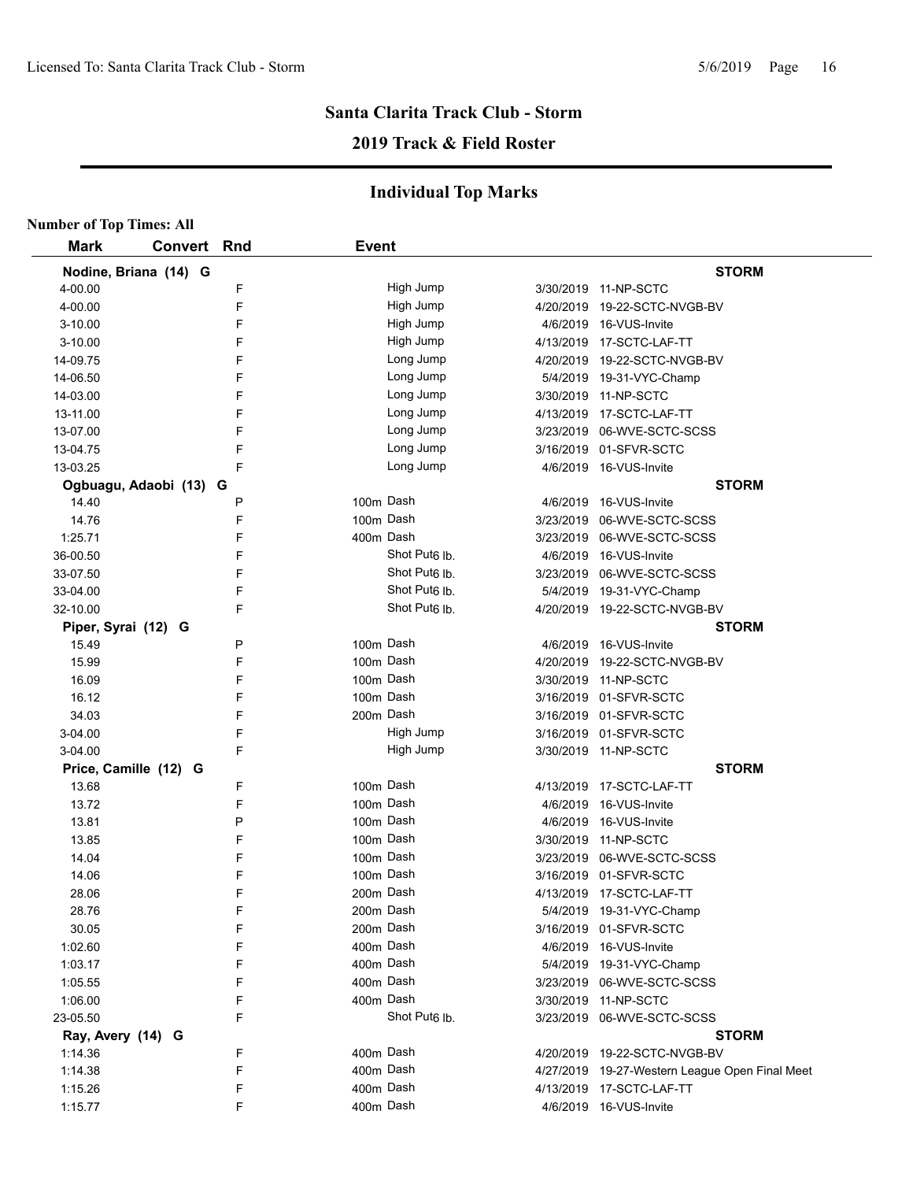## Santa Clarita Track Club - Storm

### 2019 Track & Field Roster

### Individual Top Marks

**Number of Top Times: All**

| Mark | Convert | Rnd | Event | Date | Meet |
|---|---|---|---|---|---|
| **Nodine, Briana (14) G** | | | | | **STORM** |
| 4-00.00 | | F | High Jump | 3/30/2019 | 11-NP-SCTC |
| 4-00.00 | | F | High Jump | 4/20/2019 | 19-22-SCTC-NVGB-BV |
| 3-10.00 | | F | High Jump | 4/6/2019 | 16-VUS-Invite |
| 3-10.00 | | F | High Jump | 4/13/2019 | 17-SCTC-LAF-TT |
| 14-09.75 | | F | Long Jump | 4/20/2019 | 19-22-SCTC-NVGB-BV |
| 14-06.50 | | F | Long Jump | 5/4/2019 | 19-31-VYC-Champ |
| 14-03.00 | | F | Long Jump | 3/30/2019 | 11-NP-SCTC |
| 13-11.00 | | F | Long Jump | 4/13/2019 | 17-SCTC-LAF-TT |
| 13-07.00 | | F | Long Jump | 3/23/2019 | 06-WVE-SCTC-SCSS |
| 13-04.75 | | F | Long Jump | 3/16/2019 | 01-SFVR-SCTC |
| 13-03.25 | | F | Long Jump | 4/6/2019 | 16-VUS-Invite |
| **Ogbuagu, Adaobi (13) G** | | | | | **STORM** |
| 14.40 | | P | 100m Dash | 4/6/2019 | 16-VUS-Invite |
| 14.76 | | F | 100m Dash | 3/23/2019 | 06-WVE-SCTC-SCSS |
| 1:25.71 | | F | 400m Dash | 3/23/2019 | 06-WVE-SCTC-SCSS |
| 36-00.50 | | F | Shot Put6 lb. | 4/6/2019 | 16-VUS-Invite |
| 33-07.50 | | F | Shot Put6 lb. | 3/23/2019 | 06-WVE-SCTC-SCSS |
| 33-04.00 | | F | Shot Put6 lb. | 5/4/2019 | 19-31-VYC-Champ |
| 32-10.00 | | F | Shot Put6 lb. | 4/20/2019 | 19-22-SCTC-NVGB-BV |
| **Piper, Syrai (12) G** | | | | | **STORM** |
| 15.49 | | P | 100m Dash | 4/6/2019 | 16-VUS-Invite |
| 15.99 | | F | 100m Dash | 4/20/2019 | 19-22-SCTC-NVGB-BV |
| 16.09 | | F | 100m Dash | 3/30/2019 | 11-NP-SCTC |
| 16.12 | | F | 100m Dash | 3/16/2019 | 01-SFVR-SCTC |
| 34.03 | | F | 200m Dash | 3/16/2019 | 01-SFVR-SCTC |
| 3-04.00 | | F | High Jump | 3/16/2019 | 01-SFVR-SCTC |
| 3-04.00 | | F | High Jump | 3/30/2019 | 11-NP-SCTC |
| **Price, Camille (12) G** | | | | | **STORM** |
| 13.68 | | F | 100m Dash | 4/13/2019 | 17-SCTC-LAF-TT |
| 13.72 | | F | 100m Dash | 4/6/2019 | 16-VUS-Invite |
| 13.81 | | P | 100m Dash | 4/6/2019 | 16-VUS-Invite |
| 13.85 | | F | 100m Dash | 3/30/2019 | 11-NP-SCTC |
| 14.04 | | F | 100m Dash | 3/23/2019 | 06-WVE-SCTC-SCSS |
| 14.06 | | F | 100m Dash | 3/16/2019 | 01-SFVR-SCTC |
| 28.06 | | F | 200m Dash | 4/13/2019 | 17-SCTC-LAF-TT |
| 28.76 | | F | 200m Dash | 5/4/2019 | 19-31-VYC-Champ |
| 30.05 | | F | 200m Dash | 3/16/2019 | 01-SFVR-SCTC |
| 1:02.60 | | F | 400m Dash | 4/6/2019 | 16-VUS-Invite |
| 1:03.17 | | F | 400m Dash | 5/4/2019 | 19-31-VYC-Champ |
| 1:05.55 | | F | 400m Dash | 3/23/2019 | 06-WVE-SCTC-SCSS |
| 1:06.00 | | F | 400m Dash | 3/30/2019 | 11-NP-SCTC |
| 23-05.50 | | F | Shot Put6 lb. | 3/23/2019 | 06-WVE-SCTC-SCSS |
| **Ray, Avery (14) G** | | | | | **STORM** |
| 1:14.36 | | F | 400m Dash | 4/20/2019 | 19-22-SCTC-NVGB-BV |
| 1:14.38 | | F | 400m Dash | 4/27/2019 | 19-27-Western League Open Final Meet |
| 1:15.26 | | F | 400m Dash | 4/13/2019 | 17-SCTC-LAF-TT |
| 1:15.77 | | F | 400m Dash | 4/6/2019 | 16-VUS-Invite |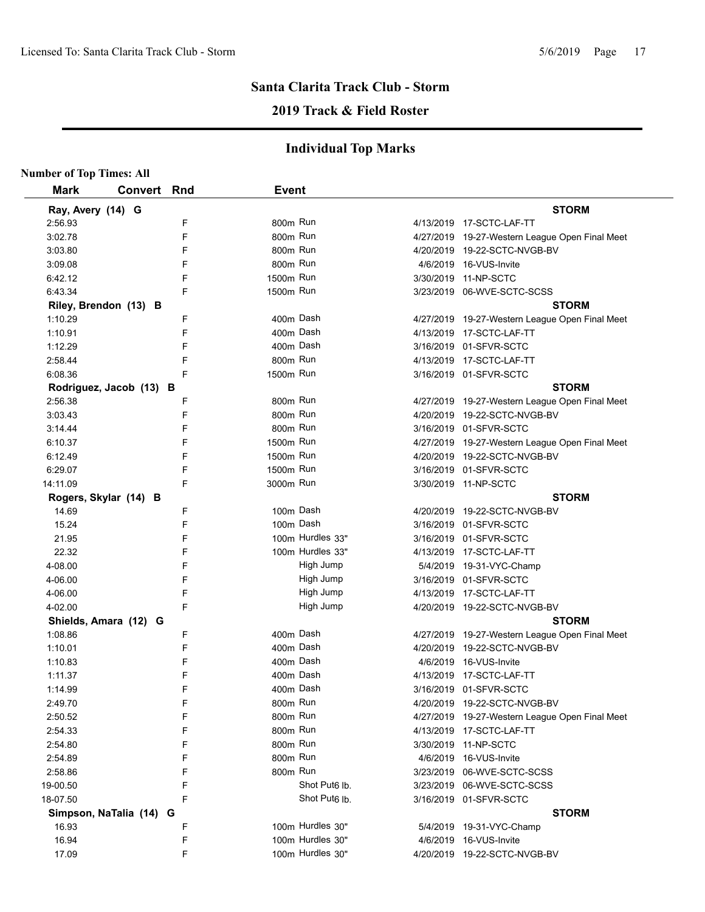## Santa Clarita Track Club - Storm

## 2019 Track & Field Roster

### Individual Top Marks

**Number of Top Times: All**

| Mark | Convert | Rnd | Event | Date | Meet |
|---|---|---|---|---|---|
| **Ray, Avery (14) G** | | | | | **STORM** |
| 2:56.93 | | F | 800m Run | 4/13/2019 | 17-SCTC-LAF-TT |
| 3:02.78 | | F | 800m Run | 4/27/2019 | 19-27-Western League Open Final Meet |
| 3:03.80 | | F | 800m Run | 4/20/2019 | 19-22-SCTC-NVGB-BV |
| 3:09.08 | | F | 800m Run | 4/6/2019 | 16-VUS-Invite |
| 6:42.12 | | F | 1500m Run | 3/30/2019 | 11-NP-SCTC |
| 6:43.34 | | F | 1500m Run | 3/23/2019 | 06-WVE-SCTC-SCSS |
| **Riley, Brendon (13) B** | | | | | **STORM** |
| 1:10.29 | | F | 400m Dash | 4/27/2019 | 19-27-Western League Open Final Meet |
| 1:10.91 | | F | 400m Dash | 4/13/2019 | 17-SCTC-LAF-TT |
| 1:12.29 | | F | 400m Dash | 3/16/2019 | 01-SFVR-SCTC |
| 2:58.44 | | F | 800m Run | 4/13/2019 | 17-SCTC-LAF-TT |
| 6:08.36 | | F | 1500m Run | 3/16/2019 | 01-SFVR-SCTC |
| **Rodriguez, Jacob (13) B** | | | | | **STORM** |
| 2:56.38 | | F | 800m Run | 4/27/2019 | 19-27-Western League Open Final Meet |
| 3:03.43 | | F | 800m Run | 4/20/2019 | 19-22-SCTC-NVGB-BV |
| 3:14.44 | | F | 800m Run | 3/16/2019 | 01-SFVR-SCTC |
| 6:10.37 | | F | 1500m Run | 4/27/2019 | 19-27-Western League Open Final Meet |
| 6:12.49 | | F | 1500m Run | 4/20/2019 | 19-22-SCTC-NVGB-BV |
| 6:29.07 | | F | 1500m Run | 3/16/2019 | 01-SFVR-SCTC |
| 14:11.09 | | F | 3000m Run | 3/30/2019 | 11-NP-SCTC |
| **Rogers, Skylar (14) B** | | | | | **STORM** |
| 14.69 | | F | 100m Dash | 4/20/2019 | 19-22-SCTC-NVGB-BV |
| 15.24 | | F | 100m Dash | 3/16/2019 | 01-SFVR-SCTC |
| 21.95 | | F | 100m Hurdles 33" | 3/16/2019 | 01-SFVR-SCTC |
| 22.32 | | F | 100m Hurdles 33" | 4/13/2019 | 17-SCTC-LAF-TT |
| 4-08.00 | | F | High Jump | 5/4/2019 | 19-31-VYC-Champ |
| 4-06.00 | | F | High Jump | 3/16/2019 | 01-SFVR-SCTC |
| 4-06.00 | | F | High Jump | 4/13/2019 | 17-SCTC-LAF-TT |
| 4-02.00 | | F | High Jump | 4/20/2019 | 19-22-SCTC-NVGB-BV |
| **Shields, Amara (12) G** | | | | | **STORM** |
| 1:08.86 | | F | 400m Dash | 4/27/2019 | 19-27-Western League Open Final Meet |
| 1:10.01 | | F | 400m Dash | 4/20/2019 | 19-22-SCTC-NVGB-BV |
| 1:10.83 | | F | 400m Dash | 4/6/2019 | 16-VUS-Invite |
| 1:11.37 | | F | 400m Dash | 4/13/2019 | 17-SCTC-LAF-TT |
| 1:14.99 | | F | 400m Dash | 3/16/2019 | 01-SFVR-SCTC |
| 2:49.70 | | F | 800m Run | 4/20/2019 | 19-22-SCTC-NVGB-BV |
| 2:50.52 | | F | 800m Run | 4/27/2019 | 19-27-Western League Open Final Meet |
| 2:54.33 | | F | 800m Run | 4/13/2019 | 17-SCTC-LAF-TT |
| 2:54.80 | | F | 800m Run | 3/30/2019 | 11-NP-SCTC |
| 2:54.89 | | F | 800m Run | 4/6/2019 | 16-VUS-Invite |
| 2:58.86 | | F | 800m Run | 3/23/2019 | 06-WVE-SCTC-SCSS |
| 19-00.50 | | F | Shot Put 6 lb. | 3/23/2019 | 06-WVE-SCTC-SCSS |
| 18-07.50 | | F | Shot Put 6 lb. | 3/16/2019 | 01-SFVR-SCTC |
| **Simpson, NaTalia (14) G** | | | | | **STORM** |
| 16.93 | | F | 100m Hurdles 30" | 5/4/2019 | 19-31-VYC-Champ |
| 16.94 | | F | 100m Hurdles 30" | 4/6/2019 | 16-VUS-Invite |
| 17.09 | | F | 100m Hurdles 30" | 4/20/2019 | 19-22-SCTC-NVGB-BV |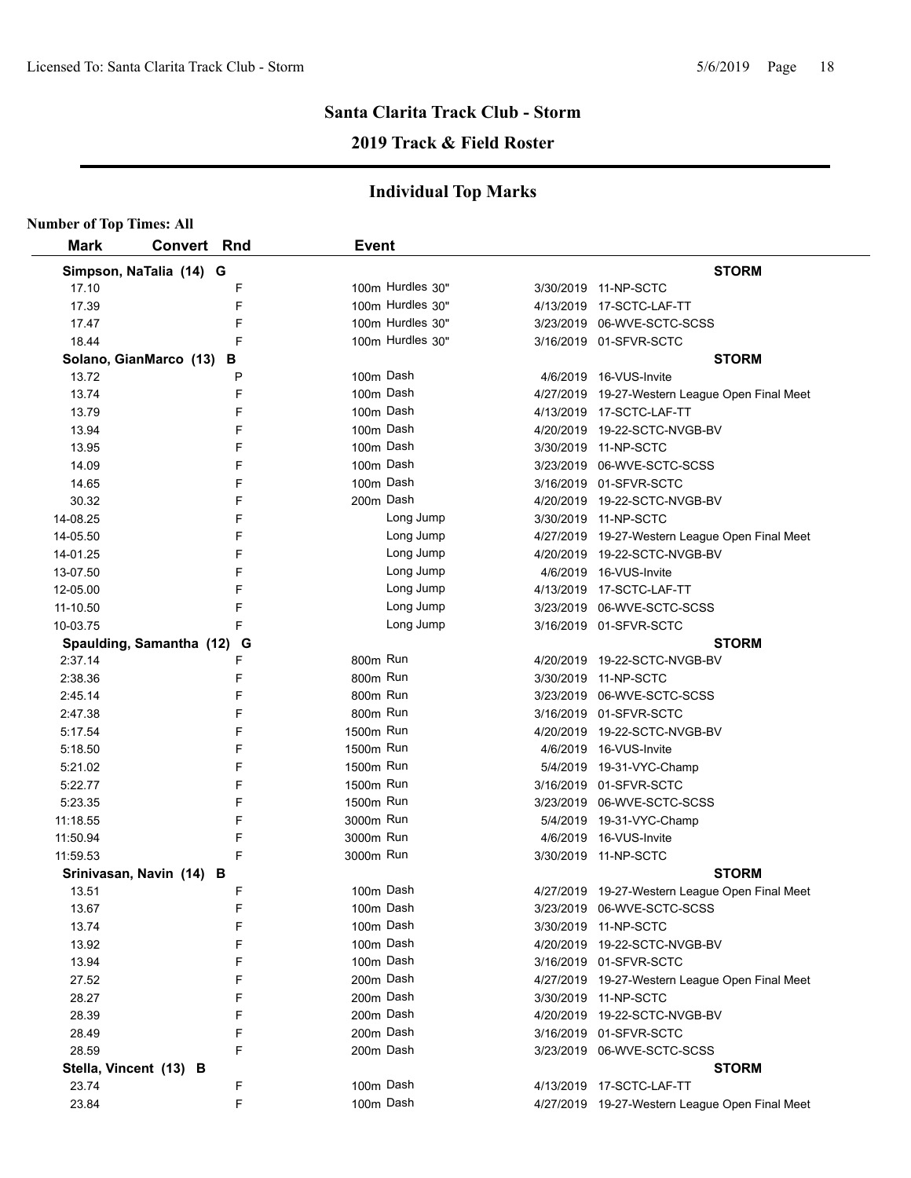## Santa Clarita Track Club - Storm

### 2019 Track & Field Roster

### Individual Top Marks

**Number of Top Times: All**

| Mark | Convert | Rnd | Event | Date | Meet |
|---|---|---|---|---|---|
| **Simpson, NaTalia (14) G** | | | | | **STORM** |
| 17.10 | | F | 100m Hurdles 30" | 3/30/2019 | 11-NP-SCTC |
| 17.39 | | F | 100m Hurdles 30" | 4/13/2019 | 17-SCTC-LAF-TT |
| 17.47 | | F | 100m Hurdles 30" | 3/23/2019 | 06-WVE-SCTC-SCSS |
| 18.44 | | F | 100m Hurdles 30" | 3/16/2019 | 01-SFVR-SCTC |
| **Solano, GianMarco (13) B** | | | | | **STORM** |
| 13.72 | | P | 100m Dash | 4/6/2019 | 16-VUS-Invite |
| 13.74 | | F | 100m Dash | 4/27/2019 | 19-27-Western League Open Final Meet |
| 13.79 | | F | 100m Dash | 4/13/2019 | 17-SCTC-LAF-TT |
| 13.94 | | F | 100m Dash | 4/20/2019 | 19-22-SCTC-NVGB-BV |
| 13.95 | | F | 100m Dash | 3/30/2019 | 11-NP-SCTC |
| 14.09 | | F | 100m Dash | 3/23/2019 | 06-WVE-SCTC-SCSS |
| 14.65 | | F | 100m Dash | 3/16/2019 | 01-SFVR-SCTC |
| 30.32 | | F | 200m Dash | 4/20/2019 | 19-22-SCTC-NVGB-BV |
| 14-08.25 | | F | Long Jump | 3/30/2019 | 11-NP-SCTC |
| 14-05.50 | | F | Long Jump | 4/27/2019 | 19-27-Western League Open Final Meet |
| 14-01.25 | | F | Long Jump | 4/20/2019 | 19-22-SCTC-NVGB-BV |
| 13-07.50 | | F | Long Jump | 4/6/2019 | 16-VUS-Invite |
| 12-05.00 | | F | Long Jump | 4/13/2019 | 17-SCTC-LAF-TT |
| 11-10.50 | | F | Long Jump | 3/23/2019 | 06-WVE-SCTC-SCSS |
| 10-03.75 | | F | Long Jump | 3/16/2019 | 01-SFVR-SCTC |
| **Spaulding, Samantha (12) G** | | | | | **STORM** |
| 2:37.14 | | F | 800m Run | 4/20/2019 | 19-22-SCTC-NVGB-BV |
| 2:38.36 | | F | 800m Run | 3/30/2019 | 11-NP-SCTC |
| 2:45.14 | | F | 800m Run | 3/23/2019 | 06-WVE-SCTC-SCSS |
| 2:47.38 | | F | 800m Run | 3/16/2019 | 01-SFVR-SCTC |
| 5:17.54 | | F | 1500m Run | 4/20/2019 | 19-22-SCTC-NVGB-BV |
| 5:18.50 | | F | 1500m Run | 4/6/2019 | 16-VUS-Invite |
| 5:21.02 | | F | 1500m Run | 5/4/2019 | 19-31-VYC-Champ |
| 5:22.77 | | F | 1500m Run | 3/16/2019 | 01-SFVR-SCTC |
| 5:23.35 | | F | 1500m Run | 3/23/2019 | 06-WVE-SCTC-SCSS |
| 11:18.55 | | F | 3000m Run | 5/4/2019 | 19-31-VYC-Champ |
| 11:50.94 | | F | 3000m Run | 4/6/2019 | 16-VUS-Invite |
| 11:59.53 | | F | 3000m Run | 3/30/2019 | 11-NP-SCTC |
| **Srinivasan, Navin (14) B** | | | | | **STORM** |
| 13.51 | | F | 100m Dash | 4/27/2019 | 19-27-Western League Open Final Meet |
| 13.67 | | F | 100m Dash | 3/23/2019 | 06-WVE-SCTC-SCSS |
| 13.74 | | F | 100m Dash | 3/30/2019 | 11-NP-SCTC |
| 13.92 | | F | 100m Dash | 4/20/2019 | 19-22-SCTC-NVGB-BV |
| 13.94 | | F | 100m Dash | 3/16/2019 | 01-SFVR-SCTC |
| 27.52 | | F | 200m Dash | 4/27/2019 | 19-27-Western League Open Final Meet |
| 28.27 | | F | 200m Dash | 3/30/2019 | 11-NP-SCTC |
| 28.39 | | F | 200m Dash | 4/20/2019 | 19-22-SCTC-NVGB-BV |
| 28.49 | | F | 200m Dash | 3/16/2019 | 01-SFVR-SCTC |
| 28.59 | | F | 200m Dash | 3/23/2019 | 06-WVE-SCTC-SCSS |
| **Stella, Vincent (13) B** | | | | | **STORM** |
| 23.74 | | F | 100m Dash | 4/13/2019 | 17-SCTC-LAF-TT |
| 23.84 | | F | 100m Dash | 4/27/2019 | 19-27-Western League Open Final Meet |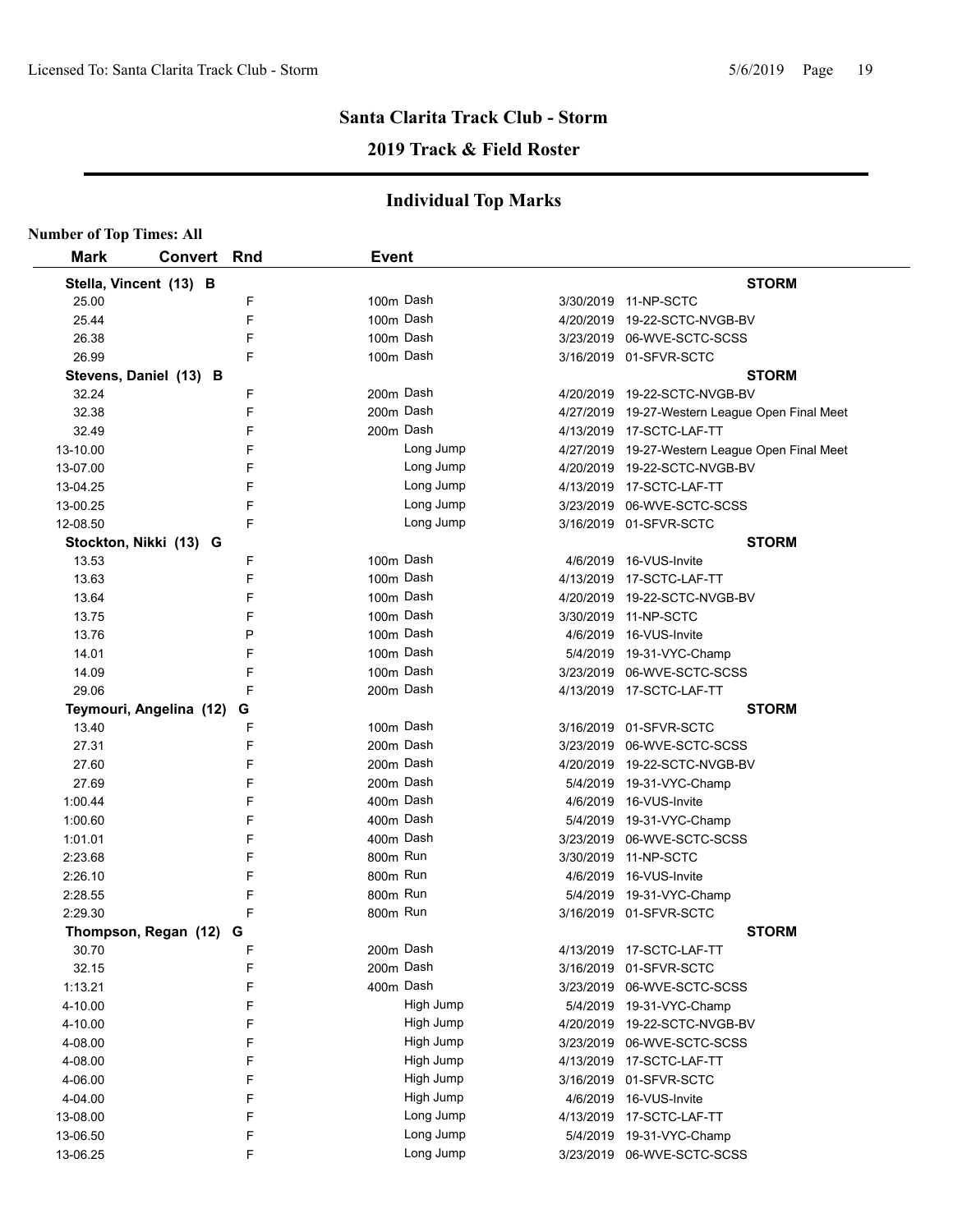## Santa Clarita Track Club - Storm

## 2019 Track & Field Roster

### Individual Top Marks

**Number of Top Times: All**

| Mark | Convert | Rnd | Event | Date | Meet |
|---|---|---|---|---|---|
| **Stella, Vincent (13) B** | | | | | **STORM** |
| 25.00 | | F | 100m Dash | 3/30/2019 | 11-NP-SCTC |
| 25.44 | | F | 100m Dash | 4/20/2019 | 19-22-SCTC-NVGB-BV |
| 26.38 | | F | 100m Dash | 3/23/2019 | 06-WVE-SCTC-SCSS |
| 26.99 | | F | 100m Dash | 3/16/2019 | 01-SFVR-SCTC |
| **Stevens, Daniel (13) B** | | | | | **STORM** |
| 32.24 | | F | 200m Dash | 4/20/2019 | 19-22-SCTC-NVGB-BV |
| 32.38 | | F | 200m Dash | 4/27/2019 | 19-27-Western League Open Final Meet |
| 32.49 | | F | 200m Dash | 4/13/2019 | 17-SCTC-LAF-TT |
| 13-10.00 | | F | Long Jump | 4/27/2019 | 19-27-Western League Open Final Meet |
| 13-07.00 | | F | Long Jump | 4/20/2019 | 19-22-SCTC-NVGB-BV |
| 13-04.25 | | F | Long Jump | 4/13/2019 | 17-SCTC-LAF-TT |
| 13-00.25 | | F | Long Jump | 3/23/2019 | 06-WVE-SCTC-SCSS |
| 12-08.50 | | F | Long Jump | 3/16/2019 | 01-SFVR-SCTC |
| **Stockton, Nikki (13) G** | | | | | **STORM** |
| 13.53 | | F | 100m Dash | 4/6/2019 | 16-VUS-Invite |
| 13.63 | | F | 100m Dash | 4/13/2019 | 17-SCTC-LAF-TT |
| 13.64 | | F | 100m Dash | 4/20/2019 | 19-22-SCTC-NVGB-BV |
| 13.75 | | F | 100m Dash | 3/30/2019 | 11-NP-SCTC |
| 13.76 | | P | 100m Dash | 4/6/2019 | 16-VUS-Invite |
| 14.01 | | F | 100m Dash | 5/4/2019 | 19-31-VYC-Champ |
| 14.09 | | F | 100m Dash | 3/23/2019 | 06-WVE-SCTC-SCSS |
| 29.06 | | F | 200m Dash | 4/13/2019 | 17-SCTC-LAF-TT |
| **Teymouri, Angelina (12) G** | | | | | **STORM** |
| 13.40 | | F | 100m Dash | 3/16/2019 | 01-SFVR-SCTC |
| 27.31 | | F | 200m Dash | 3/23/2019 | 06-WVE-SCTC-SCSS |
| 27.60 | | F | 200m Dash | 4/20/2019 | 19-22-SCTC-NVGB-BV |
| 27.69 | | F | 200m Dash | 5/4/2019 | 19-31-VYC-Champ |
| 1:00.44 | | F | 400m Dash | 4/6/2019 | 16-VUS-Invite |
| 1:00.60 | | F | 400m Dash | 5/4/2019 | 19-31-VYC-Champ |
| 1:01.01 | | F | 400m Dash | 3/23/2019 | 06-WVE-SCTC-SCSS |
| 2:23.68 | | F | 800m Run | 3/30/2019 | 11-NP-SCTC |
| 2:26.10 | | F | 800m Run | 4/6/2019 | 16-VUS-Invite |
| 2:28.55 | | F | 800m Run | 5/4/2019 | 19-31-VYC-Champ |
| 2:29.30 | | F | 800m Run | 3/16/2019 | 01-SFVR-SCTC |
| **Thompson, Regan (12) G** | | | | | **STORM** |
| 30.70 | | F | 200m Dash | 4/13/2019 | 17-SCTC-LAF-TT |
| 32.15 | | F | 200m Dash | 3/16/2019 | 01-SFVR-SCTC |
| 1:13.21 | | F | 400m Dash | 3/23/2019 | 06-WVE-SCTC-SCSS |
| 4-10.00 | | F | High Jump | 5/4/2019 | 19-31-VYC-Champ |
| 4-10.00 | | F | High Jump | 4/20/2019 | 19-22-SCTC-NVGB-BV |
| 4-08.00 | | F | High Jump | 3/23/2019 | 06-WVE-SCTC-SCSS |
| 4-08.00 | | F | High Jump | 4/13/2019 | 17-SCTC-LAF-TT |
| 4-06.00 | | F | High Jump | 3/16/2019 | 01-SFVR-SCTC |
| 4-04.00 | | F | High Jump | 4/6/2019 | 16-VUS-Invite |
| 13-08.00 | | F | Long Jump | 4/13/2019 | 17-SCTC-LAF-TT |
| 13-06.50 | | F | Long Jump | 5/4/2019 | 19-31-VYC-Champ |
| 13-06.25 | | F | Long Jump | 3/23/2019 | 06-WVE-SCTC-SCSS |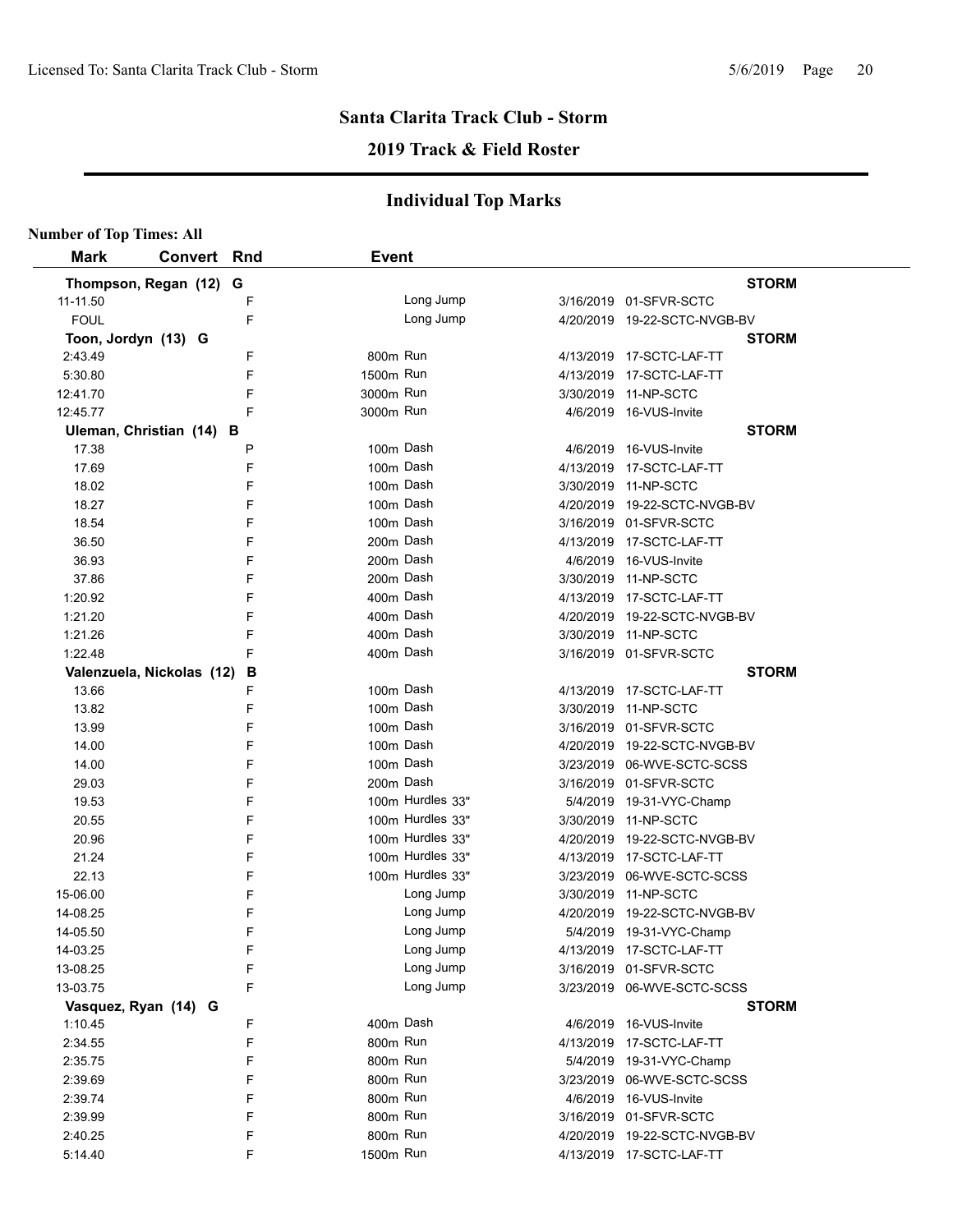## Santa Clarita Track Club - Storm

## 2019 Track & Field Roster

### Individual Top Marks

**Number of Top Times: All**

| Mark | Convert | Rnd | Event | Date | Meet |
|---|---|---|---|---|---|
| **Thompson, Regan (12) G** | | | | | **STORM** |
| 11-11.50 | | F | Long Jump | 3/16/2019 | 01-SFVR-SCTC |
| FOUL | | F | Long Jump | 4/20/2019 | 19-22-SCTC-NVGB-BV |
| **Toon, Jordyn (13) G** | | | | | **STORM** |
| 2:43.49 | | F | 800m Run | 4/13/2019 | 17-SCTC-LAF-TT |
| 5:30.80 | | F | 1500m Run | 4/13/2019 | 17-SCTC-LAF-TT |
| 12:41.70 | | F | 3000m Run | 3/30/2019 | 11-NP-SCTC |
| 12:45.77 | | F | 3000m Run | 4/6/2019 | 16-VUS-Invite |
| **Uleman, Christian (14) B** | | | | | **STORM** |
| 17.38 | | P | 100m Dash | 4/6/2019 | 16-VUS-Invite |
| 17.69 | | F | 100m Dash | 4/13/2019 | 17-SCTC-LAF-TT |
| 18.02 | | F | 100m Dash | 3/30/2019 | 11-NP-SCTC |
| 18.27 | | F | 100m Dash | 4/20/2019 | 19-22-SCTC-NVGB-BV |
| 18.54 | | F | 100m Dash | 3/16/2019 | 01-SFVR-SCTC |
| 36.50 | | F | 200m Dash | 4/13/2019 | 17-SCTC-LAF-TT |
| 36.93 | | F | 200m Dash | 4/6/2019 | 16-VUS-Invite |
| 37.86 | | F | 200m Dash | 3/30/2019 | 11-NP-SCTC |
| 1:20.92 | | F | 400m Dash | 4/13/2019 | 17-SCTC-LAF-TT |
| 1:21.20 | | F | 400m Dash | 4/20/2019 | 19-22-SCTC-NVGB-BV |
| 1:21.26 | | F | 400m Dash | 3/30/2019 | 11-NP-SCTC |
| 1:22.48 | | F | 400m Dash | 3/16/2019 | 01-SFVR-SCTC |
| **Valenzuela, Nickolas (12) B** | | | | | **STORM** |
| 13.66 | | F | 100m Dash | 4/13/2019 | 17-SCTC-LAF-TT |
| 13.82 | | F | 100m Dash | 3/30/2019 | 11-NP-SCTC |
| 13.99 | | F | 100m Dash | 3/16/2019 | 01-SFVR-SCTC |
| 14.00 | | F | 100m Dash | 4/20/2019 | 19-22-SCTC-NVGB-BV |
| 14.00 | | F | 100m Dash | 3/23/2019 | 06-WVE-SCTC-SCSS |
| 29.03 | | F | 200m Dash | 3/16/2019 | 01-SFVR-SCTC |
| 19.53 | | F | 100m Hurdles 33" | 5/4/2019 | 19-31-VYC-Champ |
| 20.55 | | F | 100m Hurdles 33" | 3/30/2019 | 11-NP-SCTC |
| 20.96 | | F | 100m Hurdles 33" | 4/20/2019 | 19-22-SCTC-NVGB-BV |
| 21.24 | | F | 100m Hurdles 33" | 4/13/2019 | 17-SCTC-LAF-TT |
| 22.13 | | F | 100m Hurdles 33" | 3/23/2019 | 06-WVE-SCTC-SCSS |
| 15-06.00 | | F | Long Jump | 3/30/2019 | 11-NP-SCTC |
| 14-08.25 | | F | Long Jump | 4/20/2019 | 19-22-SCTC-NVGB-BV |
| 14-05.50 | | F | Long Jump | 5/4/2019 | 19-31-VYC-Champ |
| 14-03.25 | | F | Long Jump | 4/13/2019 | 17-SCTC-LAF-TT |
| 13-08.25 | | F | Long Jump | 3/16/2019 | 01-SFVR-SCTC |
| 13-03.75 | | F | Long Jump | 3/23/2019 | 06-WVE-SCTC-SCSS |
| **Vasquez, Ryan (14) G** | | | | | **STORM** |
| 1:10.45 | | F | 400m Dash | 4/6/2019 | 16-VUS-Invite |
| 2:34.55 | | F | 800m Run | 4/13/2019 | 17-SCTC-LAF-TT |
| 2:35.75 | | F | 800m Run | 5/4/2019 | 19-31-VYC-Champ |
| 2:39.69 | | F | 800m Run | 3/23/2019 | 06-WVE-SCTC-SCSS |
| 2:39.74 | | F | 800m Run | 4/6/2019 | 16-VUS-Invite |
| 2:39.99 | | F | 800m Run | 3/16/2019 | 01-SFVR-SCTC |
| 2:40.25 | | F | 800m Run | 4/20/2019 | 19-22-SCTC-NVGB-BV |
| 5:14.40 | | F | 1500m Run | 4/13/2019 | 17-SCTC-LAF-TT |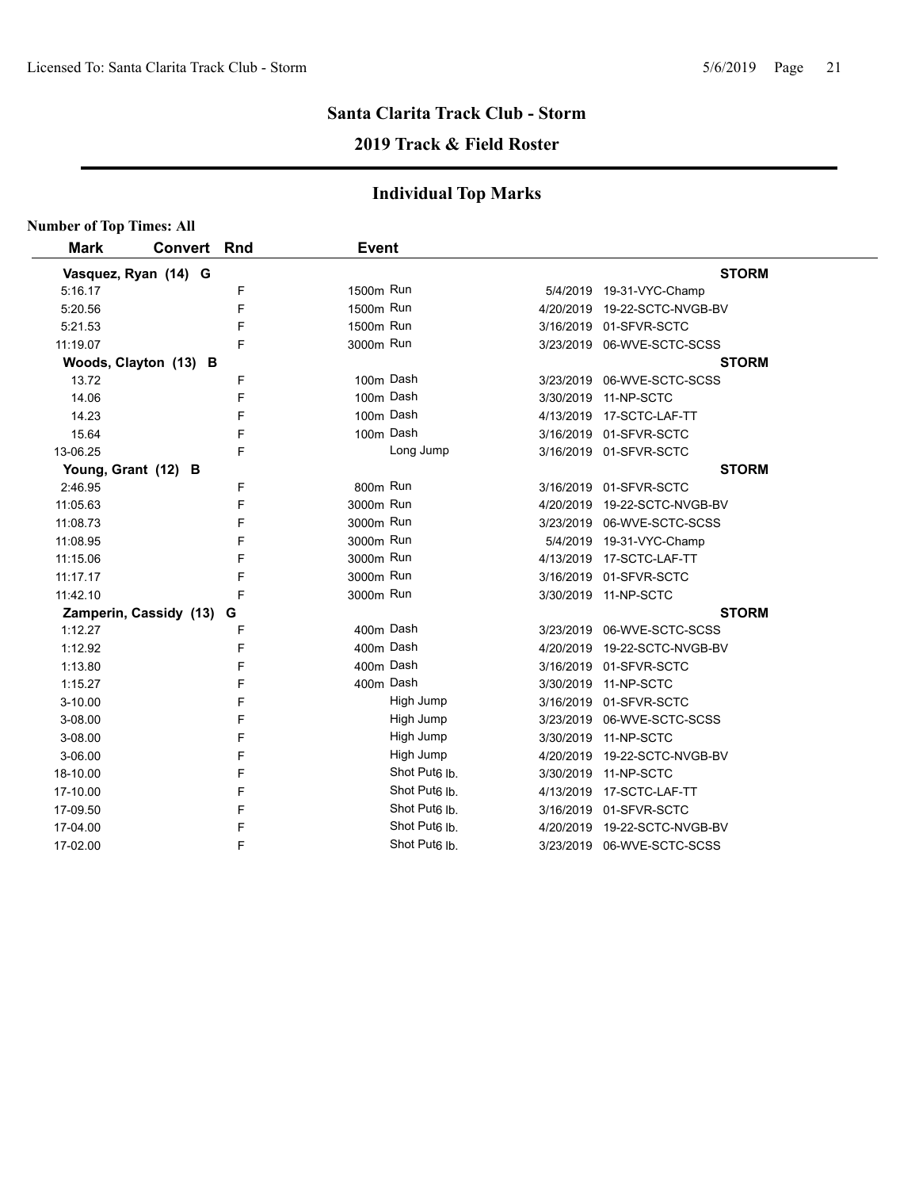## Santa Clarita Track Club - Storm

### 2019 Track & Field Roster

### Individual Top Marks

**Number of Top Times: All**

| Mark | Convert | Rnd | Event | Date | Meet |
|---|---|---|---|---|---|
| **Vasquez, Ryan (14) G** | | | | | **STORM** |
| 5:16.17 | | F | 1500m Run | 5/4/2019 | 19-31-VYC-Champ |
| 5:20.56 | | F | 1500m Run | 4/20/2019 | 19-22-SCTC-NVGB-BV |
| 5:21.53 | | F | 1500m Run | 3/16/2019 | 01-SFVR-SCTC |
| 11:19.07 | | F | 3000m Run | 3/23/2019 | 06-WVE-SCTC-SCSS |
| **Woods, Clayton (13) B** | | | | | **STORM** |
| 13.72 | | F | 100m Dash | 3/23/2019 | 06-WVE-SCTC-SCSS |
| 14.06 | | F | 100m Dash | 3/30/2019 | 11-NP-SCTC |
| 14.23 | | F | 100m Dash | 4/13/2019 | 17-SCTC-LAF-TT |
| 15.64 | | F | 100m Dash | 3/16/2019 | 01-SFVR-SCTC |
| 13-06.25 | | F | Long Jump | 3/16/2019 | 01-SFVR-SCTC |
| **Young, Grant (12) B** | | | | | **STORM** |
| 2:46.95 | | F | 800m Run | 3/16/2019 | 01-SFVR-SCTC |
| 11:05.63 | | F | 3000m Run | 4/20/2019 | 19-22-SCTC-NVGB-BV |
| 11:08.73 | | F | 3000m Run | 3/23/2019 | 06-WVE-SCTC-SCSS |
| 11:08.95 | | F | 3000m Run | 5/4/2019 | 19-31-VYC-Champ |
| 11:15.06 | | F | 3000m Run | 4/13/2019 | 17-SCTC-LAF-TT |
| 11:17.17 | | F | 3000m Run | 3/16/2019 | 01-SFVR-SCTC |
| 11:42.10 | | F | 3000m Run | 3/30/2019 | 11-NP-SCTC |
| **Zamperin, Cassidy (13) G** | | | | | **STORM** |
| 1:12.27 | | F | 400m Dash | 3/23/2019 | 06-WVE-SCTC-SCSS |
| 1:12.92 | | F | 400m Dash | 4/20/2019 | 19-22-SCTC-NVGB-BV |
| 1:13.80 | | F | 400m Dash | 3/16/2019 | 01-SFVR-SCTC |
| 1:15.27 | | F | 400m Dash | 3/30/2019 | 11-NP-SCTC |
| 3-10.00 | | F | High Jump | 3/16/2019 | 01-SFVR-SCTC |
| 3-08.00 | | F | High Jump | 3/23/2019 | 06-WVE-SCTC-SCSS |
| 3-08.00 | | F | High Jump | 3/30/2019 | 11-NP-SCTC |
| 3-06.00 | | F | High Jump | 4/20/2019 | 19-22-SCTC-NVGB-BV |
| 18-10.00 | | F | Shot Put6 lb. | 3/30/2019 | 11-NP-SCTC |
| 17-10.00 | | F | Shot Put6 lb. | 4/13/2019 | 17-SCTC-LAF-TT |
| 17-09.50 | | F | Shot Put6 lb. | 3/16/2019 | 01-SFVR-SCTC |
| 17-04.00 | | F | Shot Put6 lb. | 4/20/2019 | 19-22-SCTC-NVGB-BV |
| 17-02.00 | | F | Shot Put6 lb. | 3/23/2019 | 06-WVE-SCTC-SCSS |